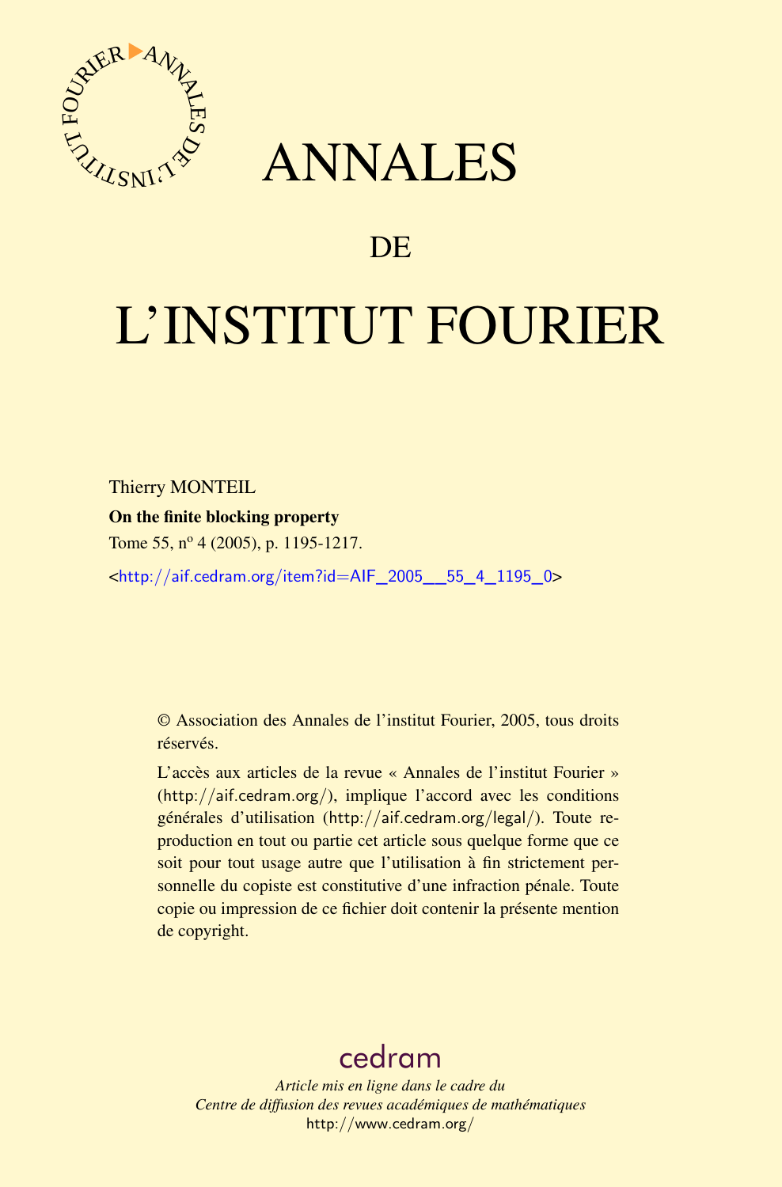# ANNALES

## DE

# L'INSTITUT FOURIER

Thierry MONTEIL

**On the finite blocking property**

Tome 55, n$^{o}$ 4 (2005), p. 1195-1217.

<http://aif.cedram.org/item?id=AIF_2005__55_4_1195_0>

© Association des Annales de l'institut Fourier, 2005, tous droits réservés.

L'accès aux articles de la revue « Annales de l'institut Fourier » (http://aif.cedram.org/), implique l'accord avec les conditions générales d'utilisation (http://aif.cedram.org/legal/). Toute reproduction en tout ou partie cet article sous quelque forme que ce soit pour tout usage autre que l'utilisation à fin strictement personnelle du copiste est constitutive d'une infraction pénale. Toute copie ou impression de ce fichier doit contenir la présente mention de copyright.

cedram

*Article mis en ligne dans le cadre du*
*Centre de diffusion des revues académiques de mathématiques*
http://www.cedram.org/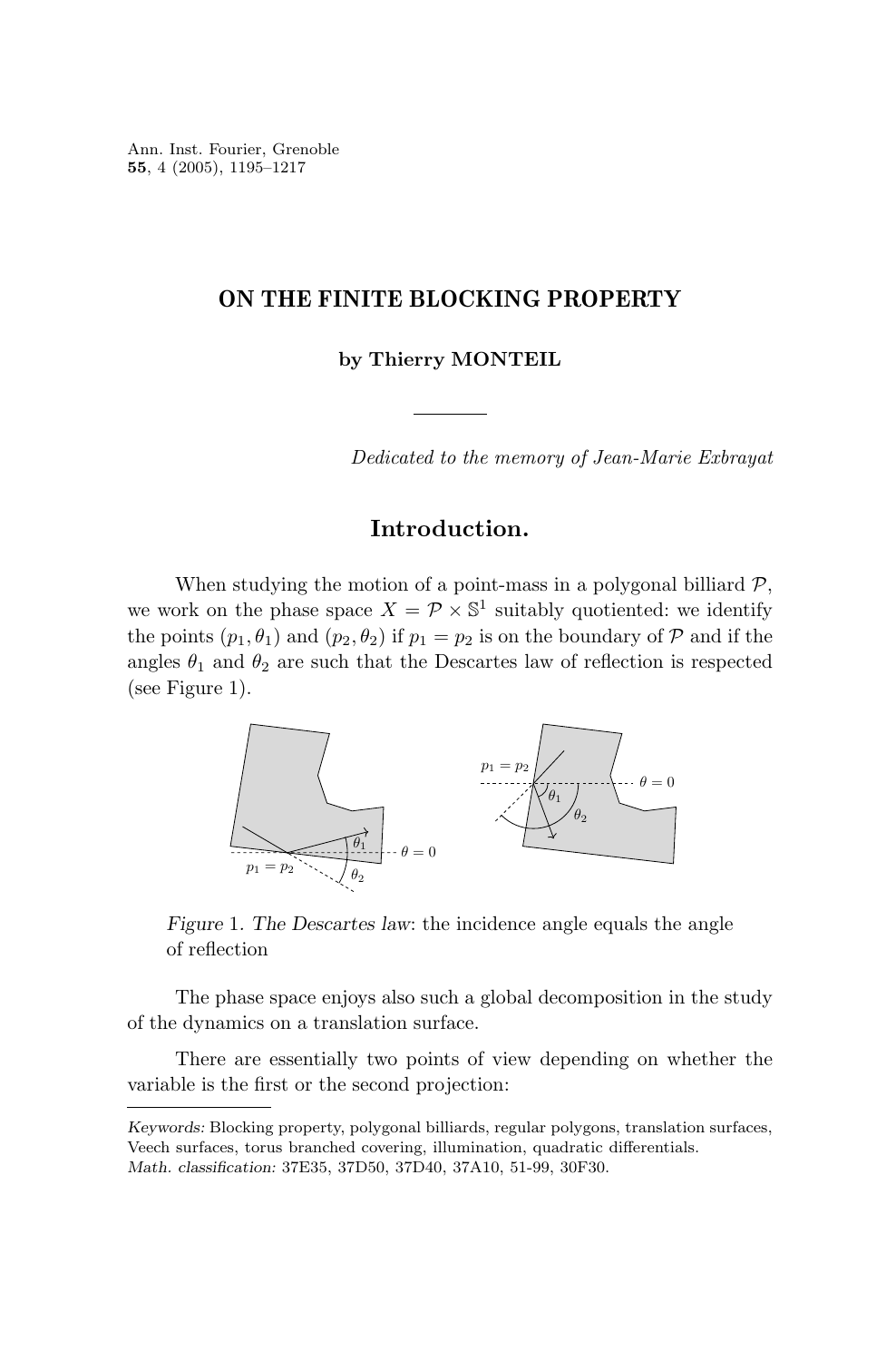# ON THE FINITE BLOCKING PROPERTY

**by Thierry MONTEIL**

*Dedicated to the memory of Jean-Marie Exbrayat*

## Introduction.

When studying the motion of a point-mass in a polygonal billiard $\mathcal{P}$, we work on the phase space $X = \mathcal{P} \times \mathbb{S}^1$ suitably quotiented: we identify the points $(p_1, \theta_1)$ and $(p_2, \theta_2)$ if $p_1 = p_2$ is on the boundary of $\mathcal{P}$ and if the angles $\theta_1$ and $\theta_2$ are such that the Descartes law of reflection is respected (see Figure 1).

*Figure 1. The Descartes law*: the incidence angle equals the angle of reflection

The phase space enjoys also such a global decomposition in the study of the dynamics on a translation surface.

There are essentially two points of view depending on whether the variable is the first or the second projection:

---

*Keywords:* Blocking property, polygonal billiards, regular polygons, translation surfaces, Veech surfaces, torus branched covering, illumination, quadratic differentials.
*Math. classification:* 37E35, 37D50, 37D40, 37A10, 51-99, 30F30.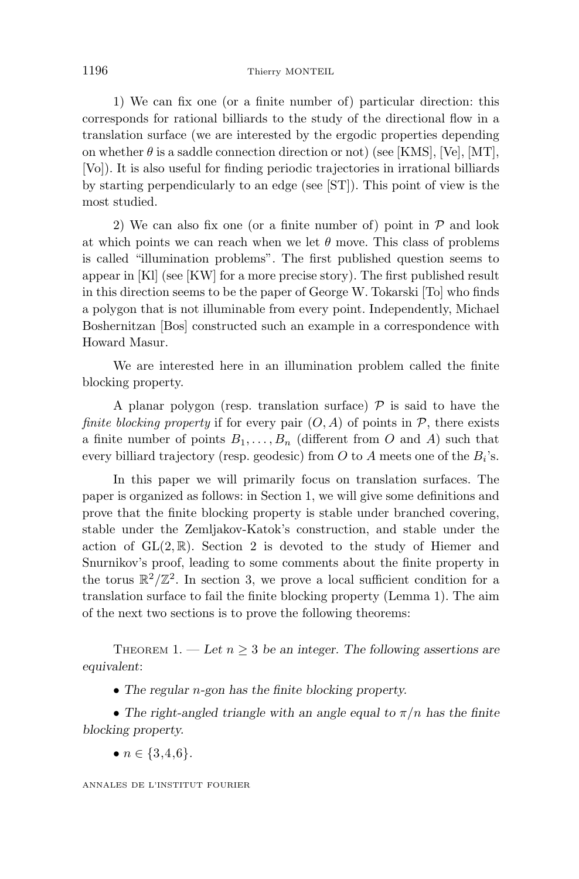1) We can fix one (or a finite number of) particular direction: this corresponds for rational billiards to the study of the directional flow in a translation surface (we are interested by the ergodic properties depending on whether $\theta$ is a saddle connection direction or not) (see [KMS], [Ve], [MT], [Vo]). It is also useful for finding periodic trajectories in irrational billiards by starting perpendicularly to an edge (see [ST]). This point of view is the most studied.

2) We can also fix one (or a finite number of) point in $\mathcal{P}$ and look at which points we can reach when we let $\theta$ move. This class of problems is called "illumination problems". The first published question seems to appear in [Kl] (see [KW] for a more precise story). The first published result in this direction seems to be the paper of George W. Tokarski [To] who finds a polygon that is not illuminable from every point. Independently, Michael Boshernitzan [Bos] constructed such an example in a correspondence with Howard Masur.

We are interested here in an illumination problem called the finite blocking property.

A planar polygon (resp. translation surface) $\mathcal{P}$ is said to have the *finite blocking property* if for every pair $(O, A)$ of points in $\mathcal{P}$, there exists a finite number of points $B_1, \ldots, B_n$ (different from $O$ and $A$) such that every billiard trajectory (resp. geodesic) from $O$ to $A$ meets one of the $B_i$'s.

In this paper we will primarily focus on translation surfaces. The paper is organized as follows: in Section 1, we will give some definitions and prove that the finite blocking property is stable under branched covering, stable under the Zemljakov-Katok's construction, and stable under the action of $\mathrm{GL}(2, \mathbb{R})$. Section 2 is devoted to the study of Hiemer and Snurnikov's proof, leading to some comments about the finite property in the torus $\mathbb{R}^2/\mathbb{Z}^2$. In section 3, we prove a local sufficient condition for a translation surface to fail the finite blocking property (Lemma 1). The aim of the next two sections is to prove the following theorems:

Theorem 1. — *Let $n \geq 3$ be an integer. The following assertions are equivalent:*

- *The regular $n$-gon has the finite blocking property.*
- *The right-angled triangle with an angle equal to $\pi/n$ has the finite blocking property.*
- $n \in \{3,4,6\}$.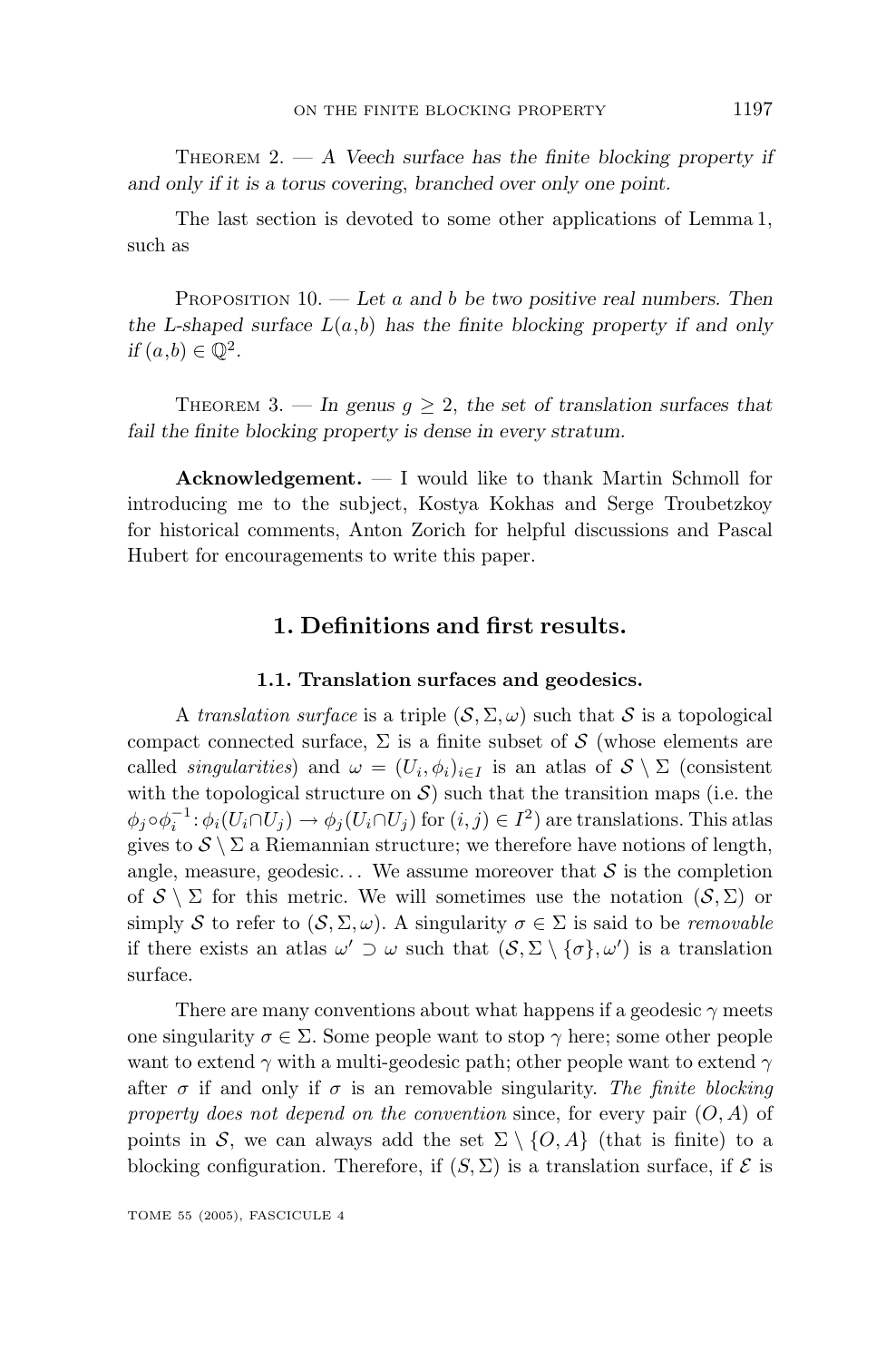Theorem 2. — *A Veech surface has the finite blocking property if and only if it is a torus covering, branched over only one point.*

The last section is devoted to some other applications of Lemma 1, such as

Proposition 10. — *Let $a$ and $b$ be two positive real numbers. Then the L-shaped surface $L(a,b)$ has the finite blocking property if and only if $(a,b) \in \mathbb{Q}^2$.*

Theorem 3. — *In genus $g \geq 2$, the set of translation surfaces that fail the finite blocking property is dense in every stratum.*

**Acknowledgement.** — I would like to thank Martin Schmoll for introducing me to the subject, Kostya Kokhas and Serge Troubetzkoy for historical comments, Anton Zorich for helpful discussions and Pascal Hubert for encouragements to write this paper.

## 1. Definitions and first results.

### 1.1. Translation surfaces and geodesics.

A *translation surface* is a triple $(\mathcal{S}, \Sigma, \omega)$ such that $\mathcal{S}$ is a topological compact connected surface, $\Sigma$ is a finite subset of $\mathcal{S}$ (whose elements are called *singularities*) and $\omega = (U_i, \phi_i)_{i \in I}$ is an atlas of $\mathcal{S} \setminus \Sigma$ (consistent with the topological structure on $\mathcal{S}$) such that the transition maps (i.e. the $\phi_j \circ \phi_i^{-1} : \phi_i(U_i \cap U_j) \to \phi_j(U_i \cap U_j)$ for $(i,j) \in I^2$) are translations. This atlas gives to $\mathcal{S} \setminus \Sigma$ a Riemannian structure; we therefore have notions of length, angle, measure, geodesic... We assume moreover that $\mathcal{S}$ is the completion of $\mathcal{S} \setminus \Sigma$ for this metric. We will sometimes use the notation $(\mathcal{S}, \Sigma)$ or simply $\mathcal{S}$ to refer to $(\mathcal{S}, \Sigma, \omega)$. A singularity $\sigma \in \Sigma$ is said to be *removable* if there exists an atlas $\omega' \supset \omega$ such that $(\mathcal{S}, \Sigma \setminus \{\sigma\}, \omega')$ is a translation surface.

There are many conventions about what happens if a geodesic $\gamma$ meets one singularity $\sigma \in \Sigma$. Some people want to stop $\gamma$ here; some other people want to extend $\gamma$ with a multi-geodesic path; other people want to extend $\gamma$ after $\sigma$ if and only if $\sigma$ is an removable singularity. *The finite blocking property does not depend on the convention* since, for every pair $(O, A)$ of points in $\mathcal{S}$, we can always add the set $\Sigma \setminus \{O, A\}$ (that is finite) to a blocking configuration. Therefore, if $(S, \Sigma)$ is a translation surface, if $\mathcal{E}$ is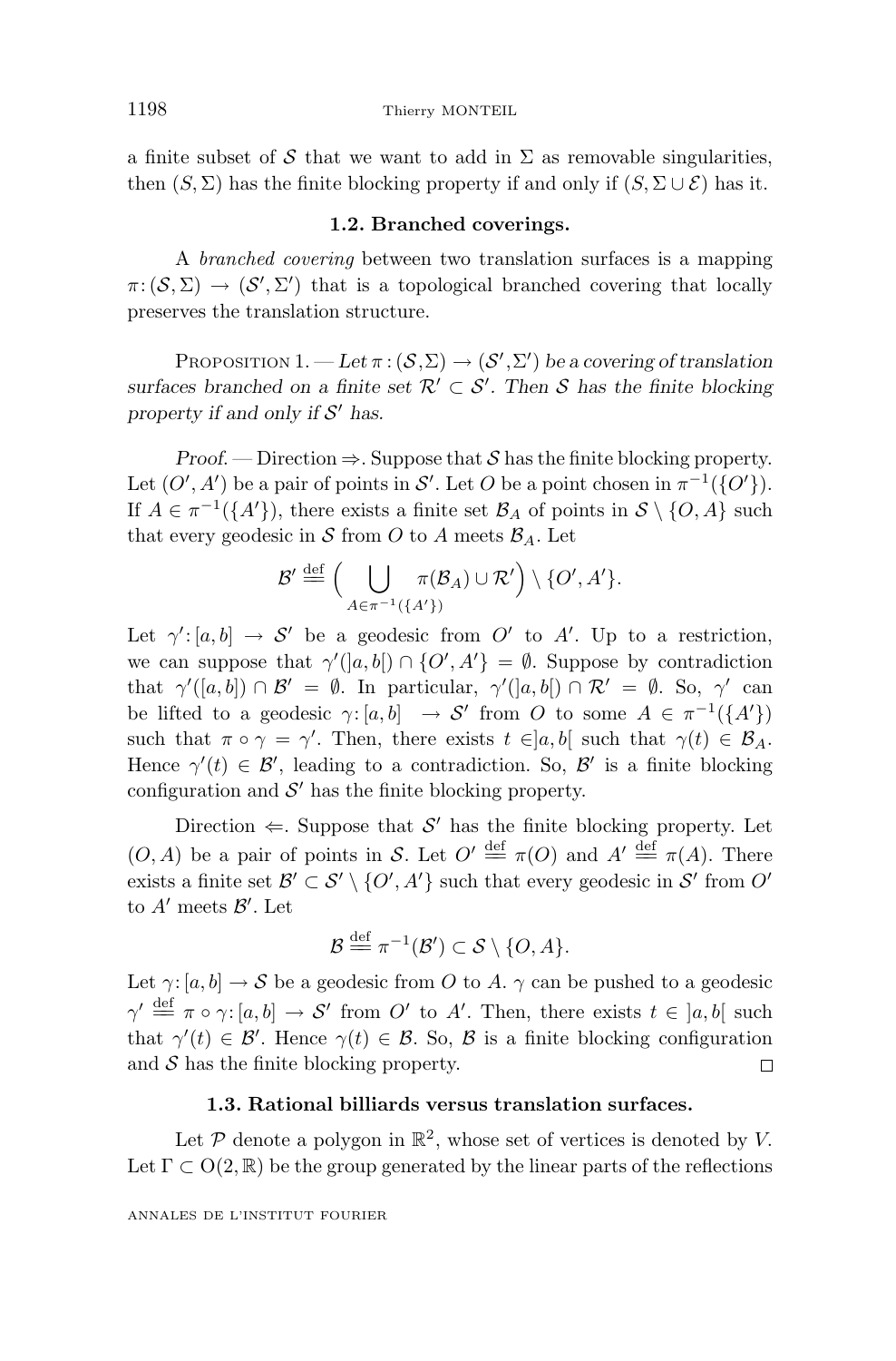a finite subset of $\mathcal{S}$ that we want to add in $\Sigma$ as removable singularities, then $(S, \Sigma)$ has the finite blocking property if and only if $(S, \Sigma \cup \mathcal{E})$ has it.

### 1.2. Branched coverings.

A *branched covering* between two translation surfaces is a mapping $\pi\colon (\mathcal{S}, \Sigma) \to (\mathcal{S}', \Sigma')$ that is a topological branched covering that locally preserves the translation structure.

Proposition 1. — *Let $\pi : (\mathcal{S}, \Sigma) \to (\mathcal{S}', \Sigma')$ be a covering of translation surfaces branched on a finite set $\mathcal{R}' \subset \mathcal{S}'$. Then $\mathcal{S}$ has the finite blocking property if and only if $\mathcal{S}'$ has.*

*Proof.* — Direction $\Rightarrow$. Suppose that $\mathcal{S}$ has the finite blocking property. Let $(O', A')$ be a pair of points in $\mathcal{S}'$. Let $O$ be a point chosen in $\pi^{-1}(\{O'\})$. If $A \in \pi^{-1}(\{A'\})$, there exists a finite set $\mathcal{B}_A$ of points in $\mathcal{S} \setminus \{O, A\}$ such that every geodesic in $\mathcal{S}$ from $O$ to $A$ meets $\mathcal{B}_A$. Let

$$\mathcal{B}' \overset{\text{def}}{=\!=} \Big( \bigcup_{A \in \pi^{-1}(\{A'\})} \pi(\mathcal{B}_A) \cup \mathcal{R}' \Big) \setminus \{O', A'\}.$$

Let $\gamma' : [a, b] \to \mathcal{S}'$ be a geodesic from $O'$ to $A'$. Up to a restriction, we can suppose that $\gamma'(]a, b[) \cap \{O', A'\} = \emptyset$. Suppose by contradiction that $\gamma'([a, b]) \cap \mathcal{B}' = \emptyset$. In particular, $\gamma'(]a, b[) \cap \mathcal{R}' = \emptyset$. So, $\gamma'$ can be lifted to a geodesic $\gamma : [a, b] \to \mathcal{S}'$ from $O$ to some $A \in \pi^{-1}(\{A'\})$ such that $\pi \circ \gamma = \gamma'$. Then, there exists $t \in ]a, b[$ such that $\gamma(t) \in \mathcal{B}_A$. Hence $\gamma'(t) \in \mathcal{B}'$, leading to a contradiction. So, $\mathcal{B}'$ is a finite blocking configuration and $\mathcal{S}'$ has the finite blocking property.

Direction $\Leftarrow$. Suppose that $\mathcal{S}'$ has the finite blocking property. Let $(O, A)$ be a pair of points in $\mathcal{S}$. Let $O' \overset{\text{def}}{=\!=} \pi(O)$ and $A' \overset{\text{def}}{=\!=} \pi(A)$. There exists a finite set $\mathcal{B}' \subset \mathcal{S}' \setminus \{O', A'\}$ such that every geodesic in $\mathcal{S}'$ from $O'$ to $A'$ meets $\mathcal{B}'$. Let

$$\mathcal{B} \overset{\text{def}}{=\!=} \pi^{-1}(\mathcal{B}') \subset \mathcal{S} \setminus \{O, A\}.$$

Let $\gamma : [a, b] \to \mathcal{S}$ be a geodesic from $O$ to $A$. $\gamma$ can be pushed to a geodesic $\gamma' \overset{\text{def}}{=\!=} \pi \circ \gamma : [a, b] \to \mathcal{S}'$ from $O'$ to $A'$. Then, there exists $t \in ]a, b[$ such that $\gamma'(t) \in \mathcal{B}'$. Hence $\gamma(t) \in \mathcal{B}$. So, $\mathcal{B}$ is a finite blocking configuration and $\mathcal{S}$ has the finite blocking property. □

### 1.3. Rational billiards versus translation surfaces.

Let $\mathcal{P}$ denote a polygon in $\mathbb{R}^2$, whose set of vertices is denoted by $V$. Let $\Gamma \subset \mathrm{O}(2, \mathbb{R})$ be the group generated by the linear parts of the reflections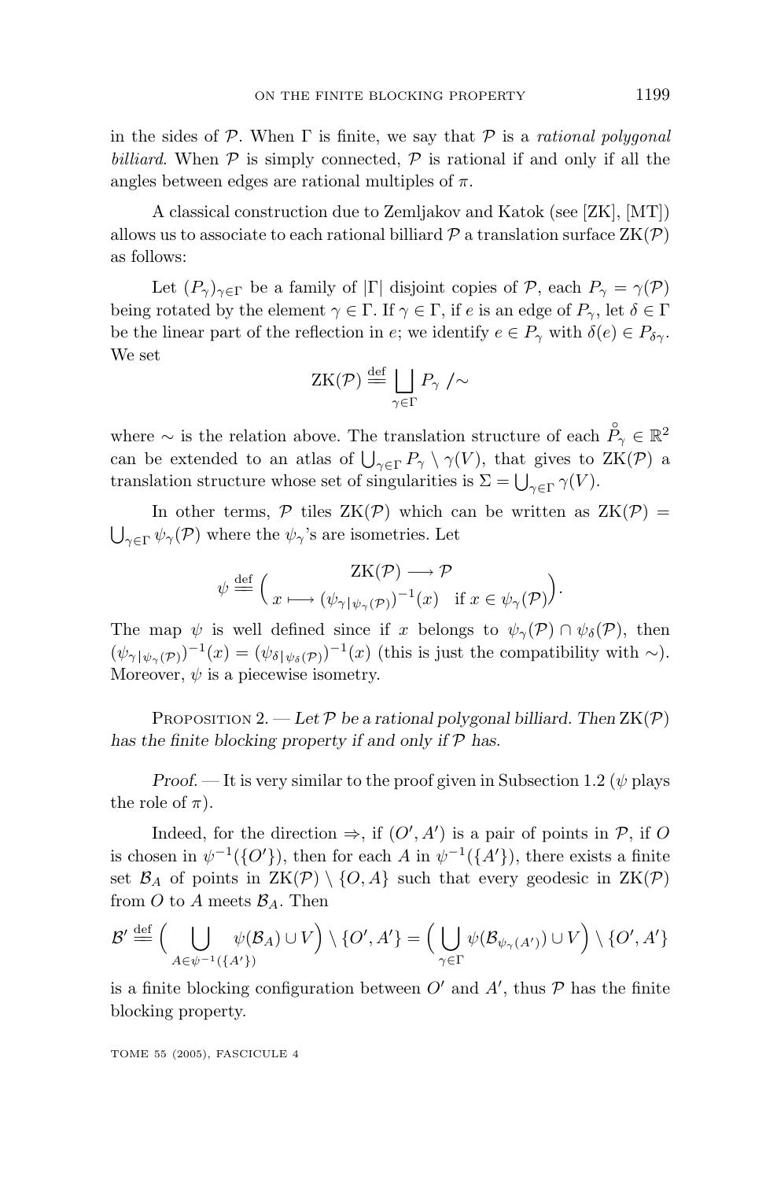in the sides of $\mathcal{P}$. When $\Gamma$ is finite, we say that $\mathcal{P}$ is a *rational polygonal billiard*. When $\mathcal{P}$ is simply connected, $\mathcal{P}$ is rational if and only if all the angles between edges are rational multiples of $\pi$.

A classical construction due to Zemljakov and Katok (see [ZK], [MT]) allows us to associate to each rational billiard $\mathcal{P}$ a translation surface $\mathrm{ZK}(\mathcal{P})$ as follows:

Let $(P_\gamma)_{\gamma\in\Gamma}$ be a family of $|\Gamma|$ disjoint copies of $\mathcal{P}$, each $P_\gamma = \gamma(\mathcal{P})$ being rotated by the element $\gamma \in \Gamma$. If $\gamma \in \Gamma$, if $e$ is an edge of $P_\gamma$, let $\delta \in \Gamma$ be the linear part of the reflection in $e$; we identify $e \in P_\gamma$ with $\delta(e) \in P_{\delta\gamma}$. We set

$$\mathrm{ZK}(\mathcal{P}) \stackrel{\text{def}}{=\!=} \bigsqcup_{\gamma\in\Gamma} P_\gamma \;/\!\sim$$

where $\sim$ is the relation above. The translation structure of each $\overset{\circ}{P_\gamma} \in \mathbb{R}^2$ can be extended to an atlas of $\bigcup_{\gamma\in\Gamma} P_\gamma \setminus \gamma(V)$, that gives to $\mathrm{ZK}(\mathcal{P})$ a translation structure whose set of singularities is $\Sigma = \bigcup_{\gamma\in\Gamma} \gamma(V)$.

In other terms, $\mathcal{P}$ tiles $\mathrm{ZK}(\mathcal{P})$ which can be written as $\mathrm{ZK}(\mathcal{P}) = \bigcup_{\gamma\in\Gamma} \psi_\gamma(\mathcal{P})$ where the $\psi_\gamma$'s are isometries. Let

$$\psi \stackrel{\text{def}}{=\!=} \left( \begin{array}{c} \mathrm{ZK}(\mathcal{P}) \longrightarrow \mathcal{P} \\ x \longmapsto (\psi_{\gamma|\psi_\gamma(\mathcal{P})})^{-1}(x) \quad \text{if } x \in \psi_\gamma(\mathcal{P}) \end{array} \right).$$

The map $\psi$ is well defined since if $x$ belongs to $\psi_\gamma(\mathcal{P}) \cap \psi_\delta(\mathcal{P})$, then $(\psi_{\gamma|\psi_\gamma(\mathcal{P})})^{-1}(x) = (\psi_{\delta|\psi_\delta(\mathcal{P})})^{-1}(x)$ (this is just the compatibility with $\sim$). Moreover, $\psi$ is a piecewise isometry.

Proposition 2. — *Let $\mathcal{P}$ be a rational polygonal billiard. Then $\mathrm{ZK}(\mathcal{P})$ has the finite blocking property if and only if $\mathcal{P}$ has.*

*Proof.* — It is very similar to the proof given in Subsection 1.2 ($\psi$ plays the role of $\pi$).

Indeed, for the direction $\Rightarrow$, if $(O', A')$ is a pair of points in $\mathcal{P}$, if $O$ is chosen in $\psi^{-1}(\{O'\})$, then for each $A$ in $\psi^{-1}(\{A'\})$, there exists a finite set $\mathcal{B}_A$ of points in $\mathrm{ZK}(\mathcal{P}) \setminus \{O, A\}$ such that every geodesic in $\mathrm{ZK}(\mathcal{P})$ from $O$ to $A$ meets $\mathcal{B}_A$. Then

$$\mathcal{B}' \stackrel{\text{def}}{=\!=} \Big( \bigcup_{A\in\psi^{-1}(\{A'\})} \psi(\mathcal{B}_A) \cup V \Big) \setminus \{O', A'\} = \Big( \bigcup_{\gamma\in\Gamma} \psi(\mathcal{B}_{\psi_\gamma(A')}) \cup V \Big) \setminus \{O', A'\}$$

is a finite blocking configuration between $O'$ and $A'$, thus $\mathcal{P}$ has the finite blocking property.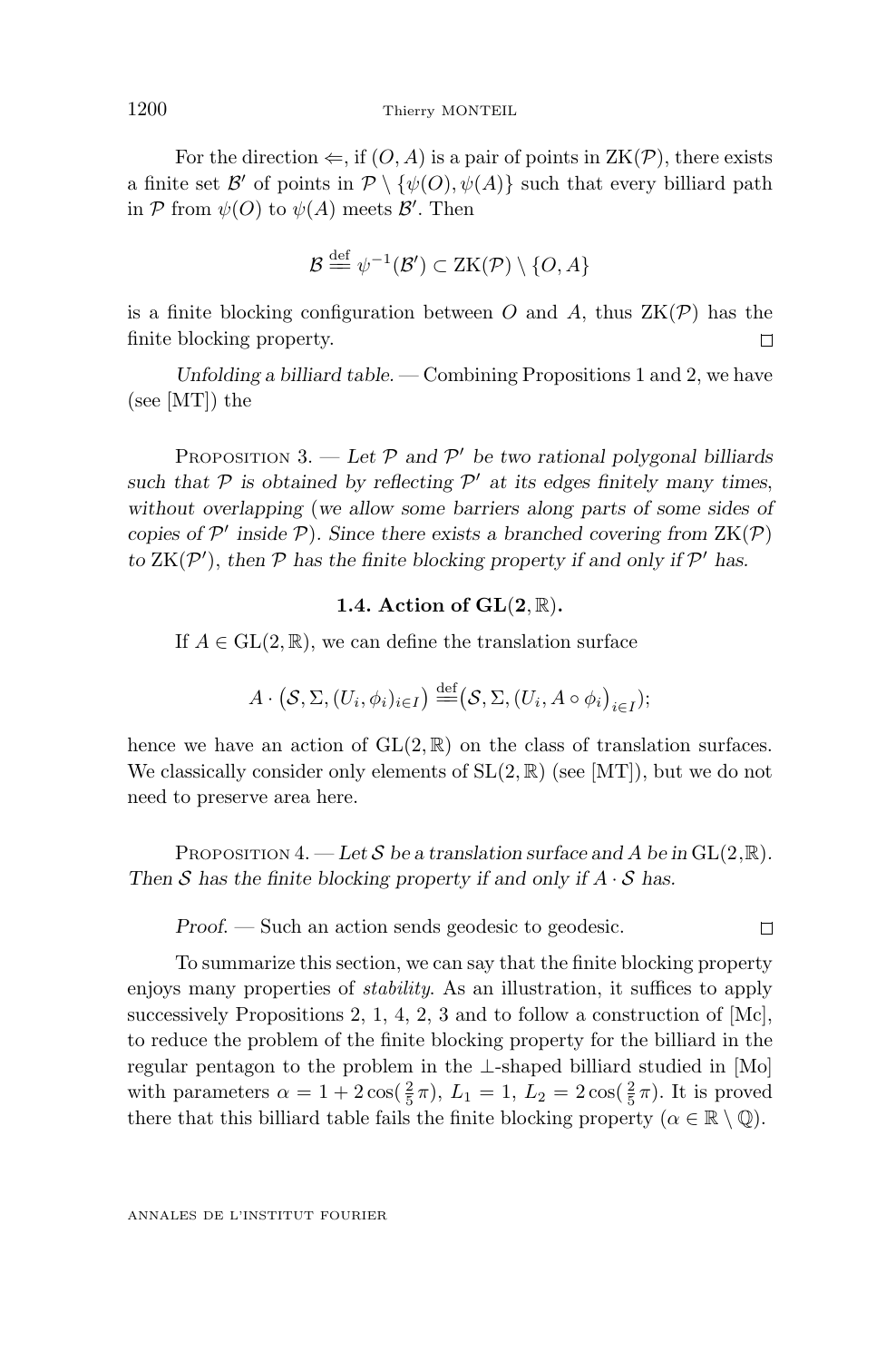For the direction $\Leftarrow$, if $(O, A)$ is a pair of points in $\mathrm{ZK}(\mathcal{P})$, there exists a finite set $\mathcal{B}'$ of points in $\mathcal{P} \setminus \{\psi(O), \psi(A)\}$ such that every billiard path in $\mathcal{P}$ from $\psi(O)$ to $\psi(A)$ meets $\mathcal{B}'$. Then

$$\mathcal{B} \stackrel{\text{def}}{=} \psi^{-1}(\mathcal{B}') \subset \mathrm{ZK}(\mathcal{P}) \setminus \{O, A\}$$

is a finite blocking configuration between $O$ and $A$, thus $\mathrm{ZK}(\mathcal{P})$ has the finite blocking property. □

*Unfolding a billiard table.* — Combining Propositions 1 and 2, we have (see [MT]) the

Proposition 3. — *Let $\mathcal{P}$ and $\mathcal{P}'$ be two rational polygonal billiards such that $\mathcal{P}$ is obtained by reflecting $\mathcal{P}'$ at its edges finitely many times, without overlapping (we allow some barriers along parts of some sides of copies of $\mathcal{P}'$ inside $\mathcal{P}$). Since there exists a branched covering from $\mathrm{ZK}(\mathcal{P})$ to $\mathrm{ZK}(\mathcal{P}')$, then $\mathcal{P}$ has the finite blocking property if and only if $\mathcal{P}'$ has.*

### 1.4. Action of $\mathbf{GL}(2, \mathbb{R})$.

If $A \in \mathrm{GL}(2, \mathbb{R})$, we can define the translation surface

$$A \cdot \big(\mathcal{S}, \Sigma, (U_i, \phi_i)_{i \in I}\big) \stackrel{\text{def}}{=} \big(\mathcal{S}, \Sigma, (U_i, A \circ \phi_i\big)_{i \in I});$$

hence we have an action of $\mathrm{GL}(2, \mathbb{R})$ on the class of translation surfaces. We classically consider only elements of $\mathrm{SL}(2, \mathbb{R})$ (see [MT]), but we do not need to preserve area here.

Proposition 4. — *Let $\mathcal{S}$ be a translation surface and $A$ be in $\mathrm{GL}(2,\mathbb{R})$. Then $\mathcal{S}$ has the finite blocking property if and only if $A \cdot \mathcal{S}$ has.*

*Proof.* — Such an action sends geodesic to geodesic. □

To summarize this section, we can say that the finite blocking property enjoys many properties of *stability*. As an illustration, it suffices to apply successively Propositions 2, 1, 4, 2, 3 and to follow a construction of [Mc], to reduce the problem of the finite blocking property for the billiard in the regular pentagon to the problem in the $\perp$-shaped billiard studied in [Mo] with parameters $\alpha = 1 + 2\cos(\frac{2}{5}\pi)$, $L_1 = 1$, $L_2 = 2\cos(\frac{2}{5}\pi)$. It is proved there that this billiard table fails the finite blocking property ($\alpha \in \mathbb{R} \setminus \mathbb{Q}$).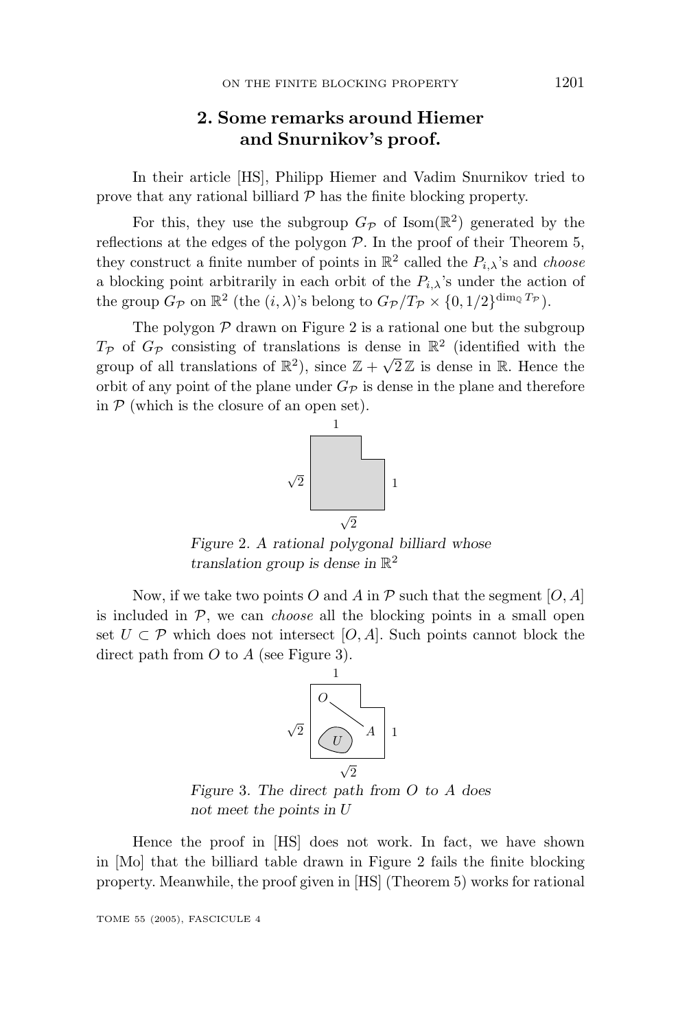## 2. Some remarks around Hiemer and Snurnikov's proof.

In their article [HS], Philipp Hiemer and Vadim Snurnikov tried to prove that any rational billiard $\mathcal{P}$ has the finite blocking property.

For this, they use the subgroup $G_{\mathcal{P}}$ of $\mathrm{Isom}(\mathbb{R}^2)$ generated by the reflections at the edges of the polygon $\mathcal{P}$. In the proof of their Theorem 5, they construct a finite number of points in $\mathbb{R}^2$ called the $P_{i,\lambda}$'s and *choose* a blocking point arbitrarily in each orbit of the $P_{i,\lambda}$'s under the action of the group $G_{\mathcal{P}}$ on $\mathbb{R}^2$ (the $(i,\lambda)$'s belong to $G_{\mathcal{P}}/T_{\mathcal{P}} \times \{0, 1/2\}^{\dim_{\mathbb{Q}} T_{\mathcal{P}}}$).

The polygon $\mathcal{P}$ drawn on Figure 2 is a rational one but the subgroup $T_{\mathcal{P}}$ of $G_{\mathcal{P}}$ consisting of translations is dense in $\mathbb{R}^2$ (identified with the group of all translations of $\mathbb{R}^2$), since $\mathbb{Z} + \sqrt{2}\,\mathbb{Z}$ is dense in $\mathbb{R}$. Hence the orbit of any point of the plane under $G_{\mathcal{P}}$ is dense in the plane and therefore in $\mathcal{P}$ (which is the closure of an open set).

*Figure 2. A rational polygonal billiard whose translation group is dense in $\mathbb{R}^2$*

Now, if we take two points $O$ and $A$ in $\mathcal{P}$ such that the segment $[O, A]$ is included in $\mathcal{P}$, we can *choose* all the blocking points in a small open set $U \subset \mathcal{P}$ which does not intersect $[O, A]$. Such points cannot block the direct path from $O$ to $A$ (see Figure 3).

*Figure 3. The direct path from $O$ to $A$ does not meet the points in $U$*

Hence the proof in [HS] does not work. In fact, we have shown in [Mo] that the billiard table drawn in Figure 2 fails the finite blocking property. Meanwhile, the proof given in [HS] (Theorem 5) works for rational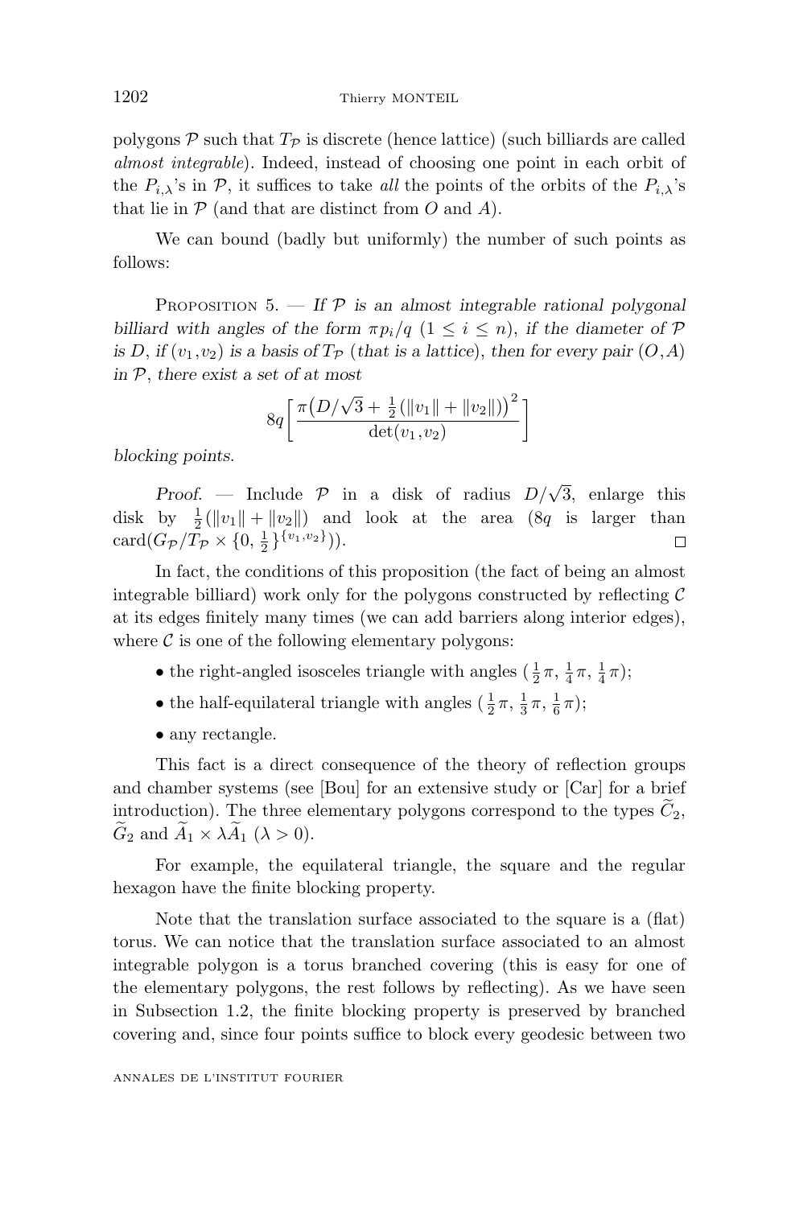polygons $\mathcal{P}$ such that $T_{\mathcal{P}}$ is discrete (hence lattice) (such billiards are called *almost integrable*). Indeed, instead of choosing one point in each orbit of the $P_{i,\lambda}$'s in $\mathcal{P}$, it suffices to take *all* the points of the orbits of the $P_{i,\lambda}$'s that lie in $\mathcal{P}$ (and that are distinct from $O$ and $A$).

We can bound (badly but uniformly) the number of such points as follows:

Proposition 5. — *If $\mathcal{P}$ is an almost integrable rational polygonal billiard with angles of the form $\pi p_i/q$ $(1 \leq i \leq n)$, if the diameter of $\mathcal{P}$ is $D$, if $(v_1, v_2)$ is a basis of $T_{\mathcal{P}}$ (that is a lattice), then for every pair $(O, A)$ in $\mathcal{P}$, there exist a set of at most*

$$8q\left[\frac{\pi\big(D/\sqrt{3} + \frac{1}{2}(\|v_1\| + \|v_2\|)\big)^2}{\det(v_1, v_2)}\right]$$

*blocking points.*

*Proof.* — Include $\mathcal{P}$ in a disk of radius $D/\sqrt{3}$, enlarge this disk by $\frac{1}{2}(\|v_1\| + \|v_2\|)$ and look at the area ($8q$ is larger than $\operatorname{card}(G_{\mathcal{P}}/T_{\mathcal{P}} \times \{0, \frac{1}{2}\}^{\{v_1, v_2\}})$). □

In fact, the conditions of this proposition (the fact of being an almost integrable billiard) work only for the polygons constructed by reflecting $\mathcal{C}$ at its edges finitely many times (we can add barriers along interior edges), where $\mathcal{C}$ is one of the following elementary polygons:

- the right-angled isosceles triangle with angles $(\frac{1}{2}\pi, \frac{1}{4}\pi, \frac{1}{4}\pi)$;
- the half-equilateral triangle with angles $(\frac{1}{2}\pi, \frac{1}{3}\pi, \frac{1}{6}\pi)$;
- any rectangle.

This fact is a direct consequence of the theory of reflection groups and chamber systems (see [Bou] for an extensive study or [Car] for a brief introduction). The three elementary polygons correspond to the types $\widetilde{C}_2$, $\widetilde{G}_2$ and $\widetilde{A}_1 \times \lambda\widetilde{A}_1$ $(\lambda > 0)$.

For example, the equilateral triangle, the square and the regular hexagon have the finite blocking property.

Note that the translation surface associated to the square is a (flat) torus. We can notice that the translation surface associated to an almost integrable polygon is a torus branched covering (this is easy for one of the elementary polygons, the rest follows by reflecting). As we have seen in Subsection 1.2, the finite blocking property is preserved by branched covering and, since four points suffice to block every geodesic between two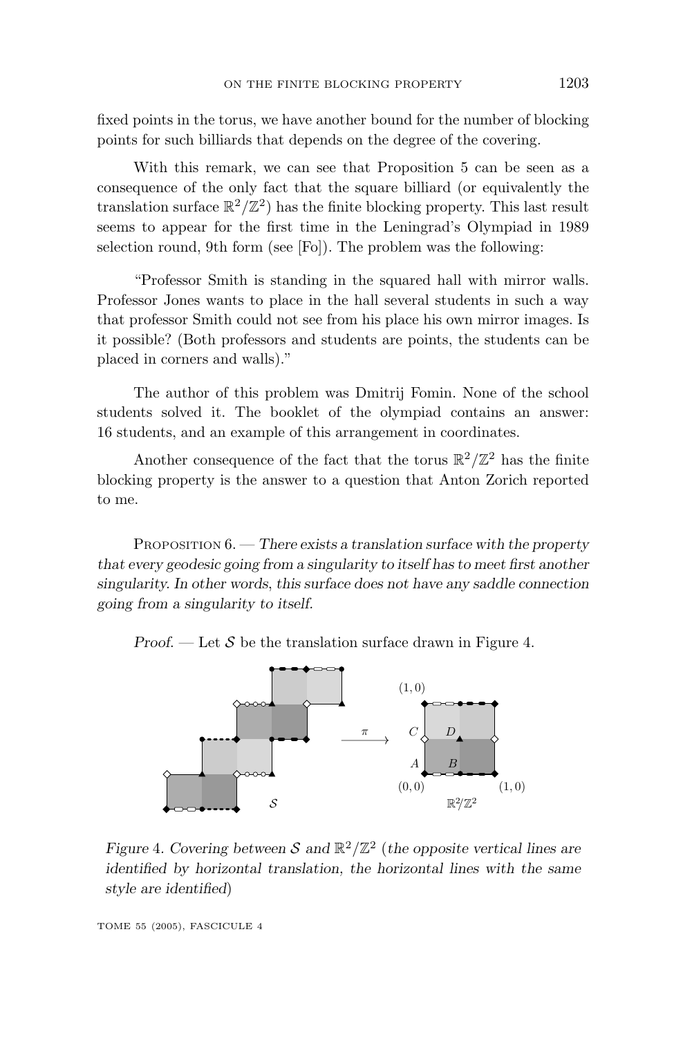fixed points in the torus, we have another bound for the number of blocking points for such billiards that depends on the degree of the covering.

With this remark, we can see that Proposition 5 can be seen as a consequence of the only fact that the square billiard (or equivalently the translation surface $\mathbb{R}^2/\mathbb{Z}^2$) has the finite blocking property. This last result seems to appear for the first time in the Leningrad's Olympiad in 1989 selection round, 9th form (see [Fo]). The problem was the following:

"Professor Smith is standing in the squared hall with mirror walls. Professor Jones wants to place in the hall several students in such a way that professor Smith could not see from his place his own mirror images. Is it possible? (Both professors and students are points, the students can be placed in corners and walls)."

The author of this problem was Dmitrij Fomin. None of the school students solved it. The booklet of the olympiad contains an answer: 16 students, and an example of this arrangement in coordinates.

Another consequence of the fact that the torus $\mathbb{R}^2/\mathbb{Z}^2$ has the finite blocking property is the answer to a question that Anton Zorich reported to me.

Proposition 6. — *There exists a translation surface with the property that every geodesic going from a singularity to itself has to meet first another singularity. In other words, this surface does not have any saddle connection going from a singularity to itself.*

*Proof.* — Let $\mathcal{S}$ be the translation surface drawn in Figure 4.

*Figure 4. Covering between $\mathcal{S}$ and $\mathbb{R}^2/\mathbb{Z}^2$ (the opposite vertical lines are identified by horizontal translation, the horizontal lines with the same style are identified)*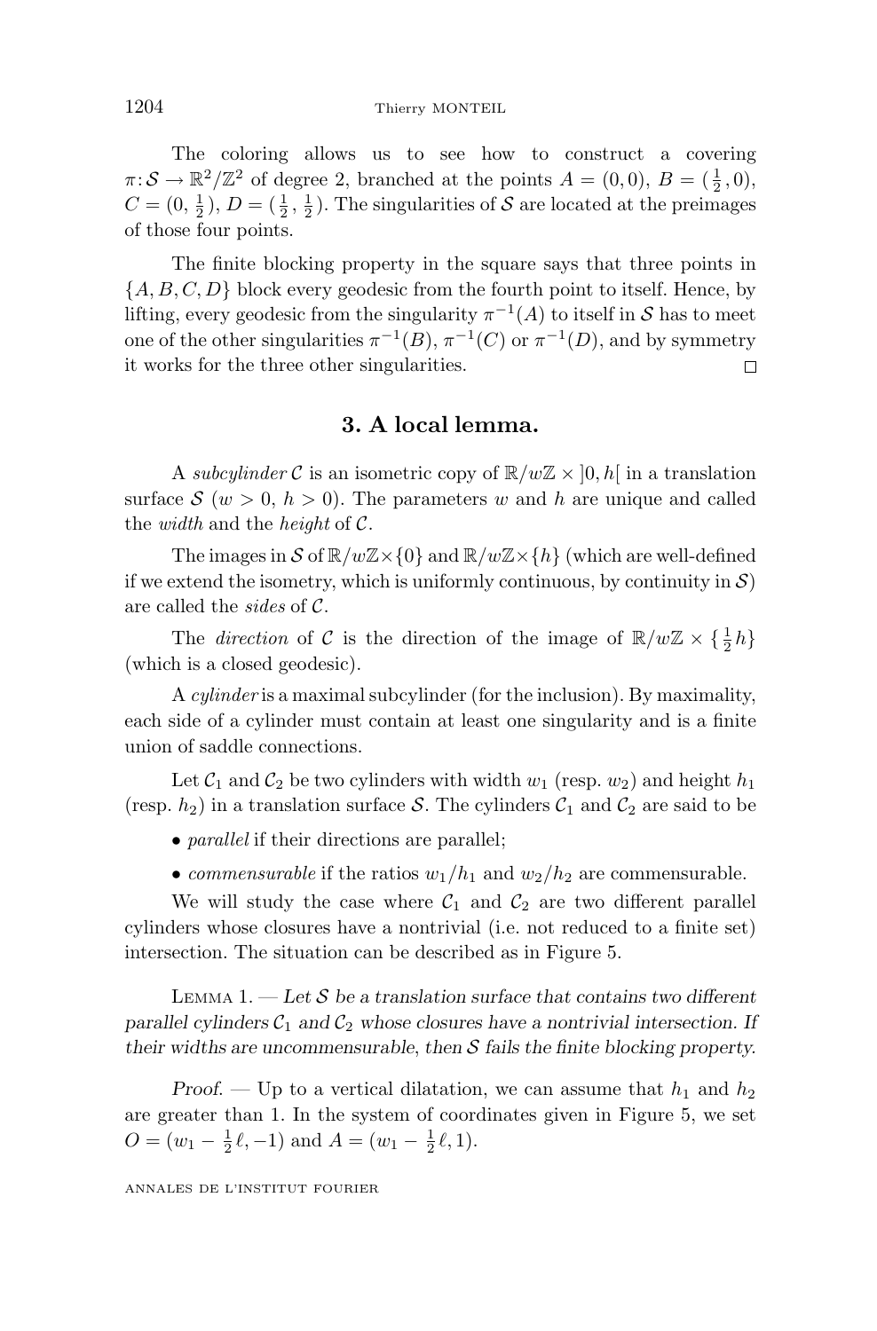The coloring allows us to see how to construct a covering $\pi\colon \mathcal{S} \to \mathbb{R}^2/\mathbb{Z}^2$ of degree 2, branched at the points $A = (0,0)$, $B = (\frac{1}{2}, 0)$, $C = (0, \frac{1}{2})$, $D = (\frac{1}{2}, \frac{1}{2})$. The singularities of $\mathcal{S}$ are located at the preimages of those four points.

The finite blocking property in the square says that three points in $\{A, B, C, D\}$ block every geodesic from the fourth point to itself. Hence, by lifting, every geodesic from the singularity $\pi^{-1}(A)$ to itself in $\mathcal{S}$ has to meet one of the other singularities $\pi^{-1}(B)$, $\pi^{-1}(C)$ or $\pi^{-1}(D)$, and by symmetry it works for the three other singularities. □

## 3. A local lemma.

A *subcylinder* $\mathcal{C}$ is an isometric copy of $\mathbb{R}/w\mathbb{Z} \times ]0, h[$ in a translation surface $\mathcal{S}$ ($w > 0$, $h > 0$). The parameters $w$ and $h$ are unique and called the *width* and the *height* of $\mathcal{C}$.

The images in $\mathcal{S}$ of $\mathbb{R}/w\mathbb{Z} \times \{0\}$ and $\mathbb{R}/w\mathbb{Z} \times \{h\}$ (which are well-defined if we extend the isometry, which is uniformly continuous, by continuity in $\mathcal{S}$) are called the *sides* of $\mathcal{C}$.

The *direction* of $\mathcal{C}$ is the direction of the image of $\mathbb{R}/w\mathbb{Z} \times \{\frac{1}{2}h\}$ (which is a closed geodesic).

A *cylinder* is a maximal subcylinder (for the inclusion). By maximality, each side of a cylinder must contain at least one singularity and is a finite union of saddle connections.

Let $\mathcal{C}_1$ and $\mathcal{C}_2$ be two cylinders with width $w_1$ (resp. $w_2$) and height $h_1$ (resp. $h_2$) in a translation surface $\mathcal{S}$. The cylinders $\mathcal{C}_1$ and $\mathcal{C}_2$ are said to be

- *parallel* if their directions are parallel;
- *commensurable* if the ratios $w_1/h_1$ and $w_2/h_2$ are commensurable.

We will study the case where $\mathcal{C}_1$ and $\mathcal{C}_2$ are two different parallel cylinders whose closures have a nontrivial (i.e. not reduced to a finite set) intersection. The situation can be described as in Figure 5.

Lemma 1. — *Let $\mathcal{S}$ be a translation surface that contains two different parallel cylinders $\mathcal{C}_1$ and $\mathcal{C}_2$ whose closures have a nontrivial intersection. If their widths are uncommensurable, then $\mathcal{S}$ fails the finite blocking property.*

*Proof.* — Up to a vertical dilatation, we can assume that $h_1$ and $h_2$ are greater than 1. In the system of coordinates given in Figure 5, we set $O = (w_1 - \frac{1}{2}\ell, -1)$ and $A = (w_1 - \frac{1}{2}\ell, 1)$.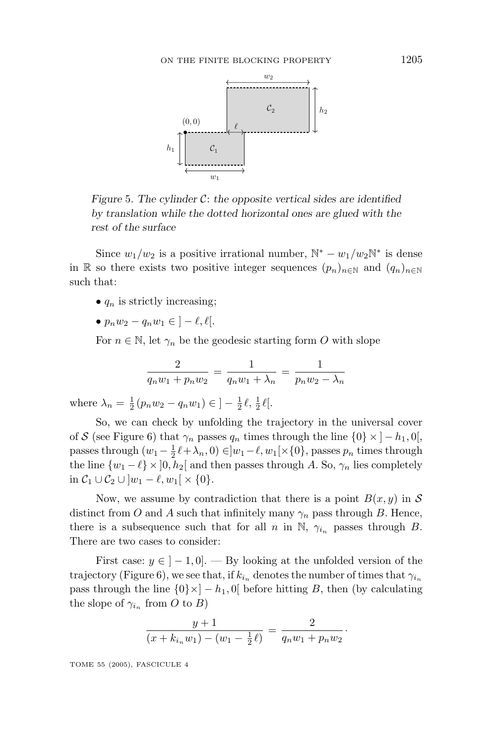Figure 5. The cylinder $\mathcal{C}$: the opposite vertical sides are identified by translation while the dotted horizontal ones are glued with the rest of the surface

Since $w_1/w_2$ is a positive irrational number, $\mathbb{N}^* - w_1/w_2\mathbb{N}^*$ is dense in $\mathbb{R}$ so there exists two positive integer sequences $(p_n)_{n\in\mathbb{N}}$ and $(q_n)_{n\in\mathbb{N}}$ such that:

- $q_n$ is strictly increasing;
- $p_n w_2 - q_n w_1 \in\, ]-\ell, \ell[$.

For $n \in \mathbb{N}$, let $\gamma_n$ be the geodesic starting form $O$ with slope

$$\frac{2}{q_n w_1 + p_n w_2} = \frac{1}{q_n w_1 + \lambda_n} = \frac{1}{p_n w_2 - \lambda_n}$$

where $\lambda_n = \frac{1}{2}(p_n w_2 - q_n w_1) \in\, ]-\frac{1}{2}\ell, \frac{1}{2}\ell[$.

So, we can check by unfolding the trajectory in the universal cover of $\mathcal{S}$ (see Figure 6) that $\gamma_n$ passes $q_n$ times through the line $\{0\}\times\,]-h_1, 0[$, passes through $(w_1 - \frac{1}{2}\ell + \lambda_n, 0) \in ]w_1 - \ell, w_1[\times\{0\}$, passes $p_n$ times through the line $\{w_1 - \ell\}\times\,]0, h_2[$ and then passes through $A$. So, $\gamma_n$ lies completely in $\mathcal{C}_1 \cup \mathcal{C}_2 \cup\, ]w_1 - \ell, w_1[\,\times\{0\}$.

Now, we assume by contradiction that there is a point $B(x, y)$ in $\mathcal{S}$ distinct from $O$ and $A$ such that infinitely many $\gamma_n$ pass through $B$. Hence, there is a subsequence such that for all $n$ in $\mathbb{N}$, $\gamma_{i_n}$ passes through $B$. There are two cases to consider:

First case: $y \in\, ]-1, 0]$. — By looking at the unfolded version of the trajectory (Figure 6), we see that, if $k_{i_n}$ denotes the number of times that $\gamma_{i_n}$ pass through the line $\{0\}\times\,]-h_1, 0[$ before hitting $B$, then (by calculating the slope of $\gamma_{i_n}$ from $O$ to $B$)

$$\frac{y+1}{(x + k_{i_n} w_1) - (w_1 - \frac{1}{2}\ell)} = \frac{2}{q_n w_1 + p_n w_2}\cdot$$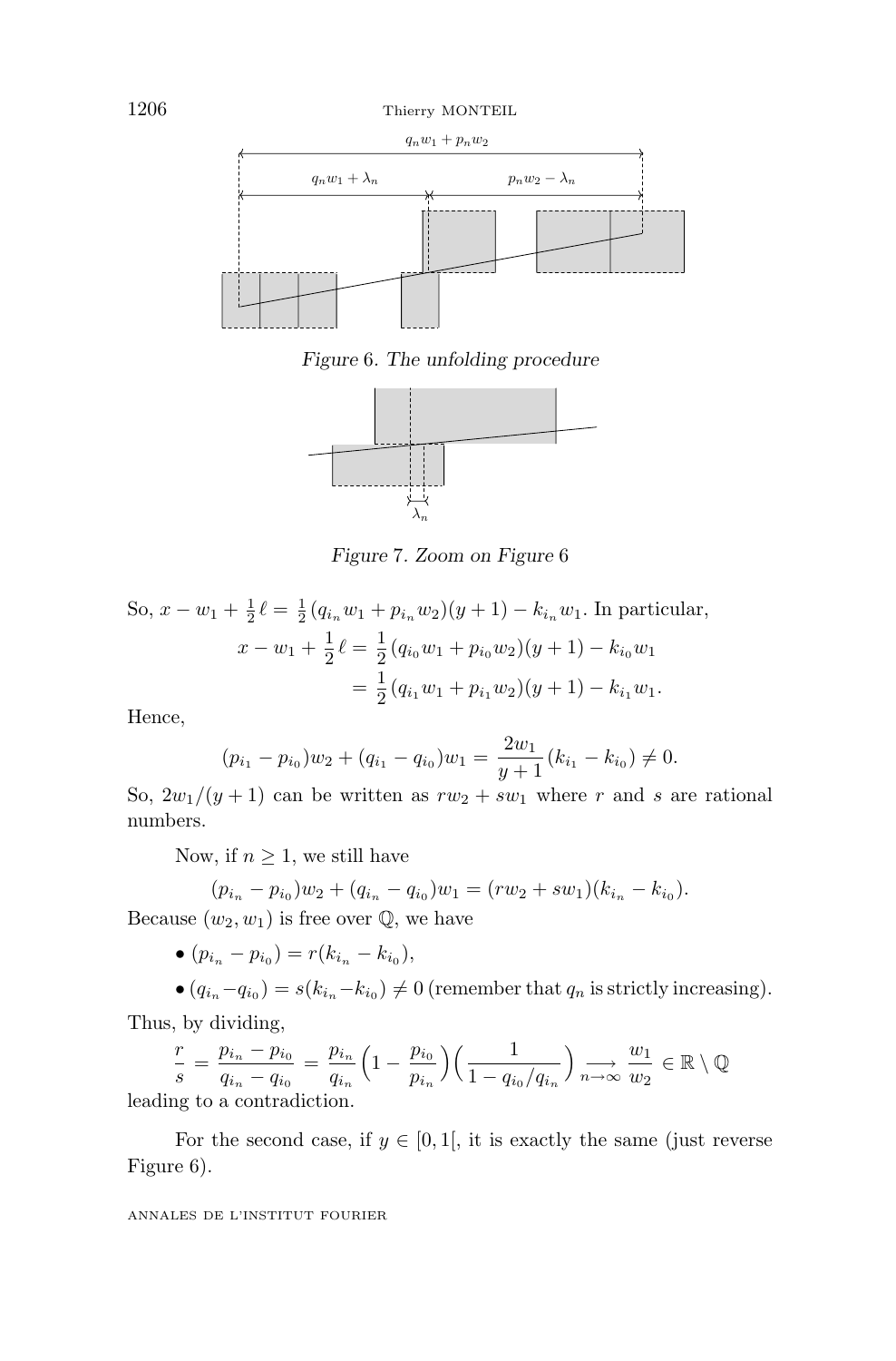Figure 6. The unfolding procedure

Figure 7. Zoom on Figure 6

So, $x - w_1 + \frac{1}{2}\ell = \frac{1}{2}(q_{i_n} w_1 + p_{i_n} w_2)(y+1) - k_{i_n} w_1$. In particular,

$$\begin{aligned} x - w_1 + \frac{1}{2}\ell &= \frac{1}{2}(q_{i_0} w_1 + p_{i_0} w_2)(y+1) - k_{i_0} w_1 \\ &= \frac{1}{2}(q_{i_1} w_1 + p_{i_1} w_2)(y+1) - k_{i_1} w_1. \end{aligned}$$

Hence,

$$(p_{i_1} - p_{i_0}) w_2 + (q_{i_1} - q_{i_0}) w_1 = \frac{2w_1}{y+1}(k_{i_1} - k_{i_0}) \neq 0.$$

So, $2w_1/(y+1)$ can be written as $rw_2 + sw_1$ where $r$ and $s$ are rational numbers.

Now, if $n \geq 1$, we still have

$$(p_{i_n} - p_{i_0}) w_2 + (q_{i_n} - q_{i_0}) w_1 = (rw_2 + sw_1)(k_{i_n} - k_{i_0}).$$

Because $(w_2, w_1)$ is free over $\mathbb{Q}$, we have

- $(p_{i_n} - p_{i_0}) = r(k_{i_n} - k_{i_0})$,
- $(q_{i_n} - q_{i_0}) = s(k_{i_n} - k_{i_0}) \neq 0$ (remember that $q_n$ is strictly increasing).

Thus, by dividing,

$$\frac{r}{s} = \frac{p_{i_n} - p_{i_0}}{q_{i_n} - q_{i_0}} = \frac{p_{i_n}}{q_{i_n}}\Big(1 - \frac{p_{i_0}}{p_{i_n}}\Big)\Big(\frac{1}{1 - q_{i_0}/q_{i_n}}\Big) \underset{n \to \infty}{\longrightarrow} \frac{w_1}{w_2} \in \mathbb{R} \setminus \mathbb{Q}$$

leading to a contradiction.

For the second case, if $y \in [0, 1[$, it is exactly the same (just reverse Figure 6).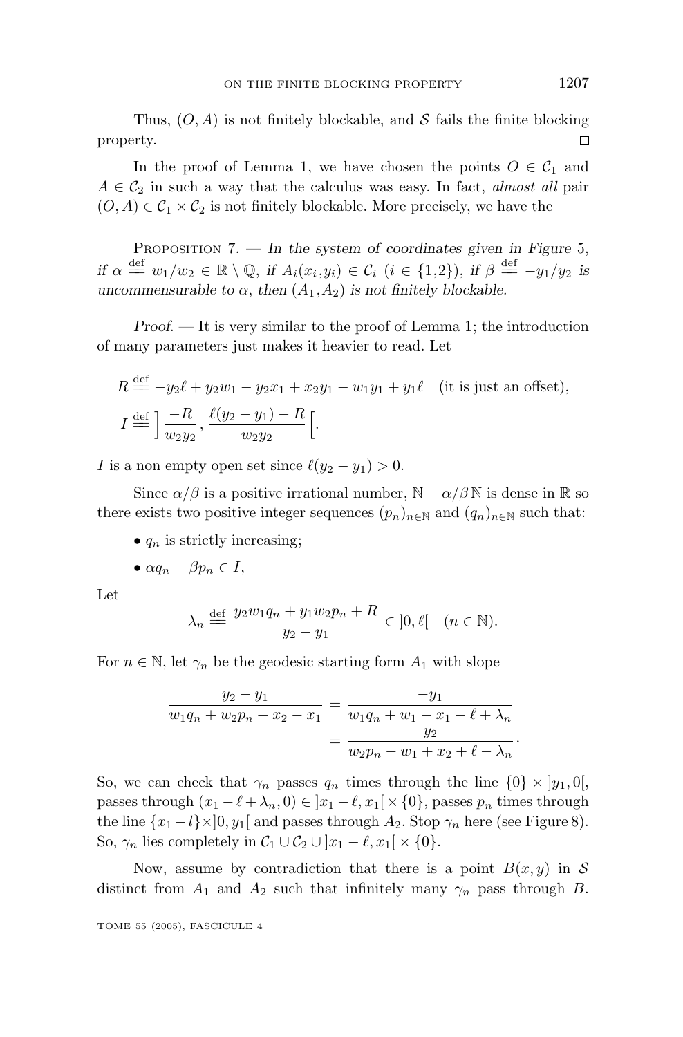Thus, $(O, A)$ is not finitely blockable, and $\mathcal{S}$ fails the finite blocking property. □

In the proof of Lemma 1, we have chosen the points $O \in \mathcal{C}_1$ and $A \in \mathcal{C}_2$ in such a way that the calculus was easy. In fact, *almost all* pair $(O, A) \in \mathcal{C}_1 \times \mathcal{C}_2$ is not finitely blockable. More precisely, we have the

Proposition 7. — *In the system of coordinates given in Figure 5, if $\alpha \stackrel{\text{def}}{=} w_1/w_2 \in \mathbb{R} \setminus \mathbb{Q}$, if $A_i(x_i, y_i) \in \mathcal{C}_i$ $(i \in \{1,2\})$, if $\beta \stackrel{\text{def}}{=} -y_1/y_2$ is uncommensurable to $\alpha$, then $(A_1, A_2)$ is not finitely blockable.*

*Proof.* — It is very similar to the proof of Lemma 1; the introduction of many parameters just makes it heavier to read. Let

$$R \stackrel{\text{def}}{=} -y_2\ell + y_2 w_1 - y_2 x_1 + x_2 y_1 - w_1 y_1 + y_1 \ell \quad \text{(it is just an offset)},$$

$$I \stackrel{\text{def}}{=} \left] \frac{-R}{w_2 y_2}, \frac{\ell(y_2 - y_1) - R}{w_2 y_2} \right[.$$

$I$ is a non empty open set since $\ell(y_2 - y_1) > 0$.

Since $\alpha/\beta$ is a positive irrational number, $\mathbb{N} - \alpha/\beta\,\mathbb{N}$ is dense in $\mathbb{R}$ so there exists two positive integer sequences $(p_n)_{n\in\mathbb{N}}$ and $(q_n)_{n\in\mathbb{N}}$ such that:

- $q_n$ is strictly increasing;
- $\alpha q_n - \beta p_n \in I$,

Let

$$\lambda_n \stackrel{\text{def}}{=} \frac{y_2 w_1 q_n + y_1 w_2 p_n + R}{y_2 - y_1} \in ]0, \ell[ \quad (n \in \mathbb{N}).$$

For $n \in \mathbb{N}$, let $\gamma_n$ be the geodesic starting form $A_1$ with slope

$$\frac{y_2 - y_1}{w_1 q_n + w_2 p_n + x_2 - x_1} = \frac{-y_1}{w_1 q_n + w_1 - x_1 - \ell + \lambda_n} = \frac{y_2}{w_2 p_n - w_1 + x_2 + \ell - \lambda_n}.$$

So, we can check that $\gamma_n$ passes $q_n$ times through the line $\{0\} \times ]y_1, 0[$, passes through $(x_1 - \ell + \lambda_n, 0) \in ]x_1 - \ell, x_1[ \times \{0\}$, passes $p_n$ times through the line $\{x_1 - l\} \times ]0, y_1[$ and passes through $A_2$. Stop $\gamma_n$ here (see Figure 8). So, $\gamma_n$ lies completely in $\mathcal{C}_1 \cup \mathcal{C}_2 \cup ]x_1 - \ell, x_1[ \times \{0\}$.

Now, assume by contradiction that there is a point $B(x, y)$ in $\mathcal{S}$ distinct from $A_1$ and $A_2$ such that infinitely many $\gamma_n$ pass through $B$.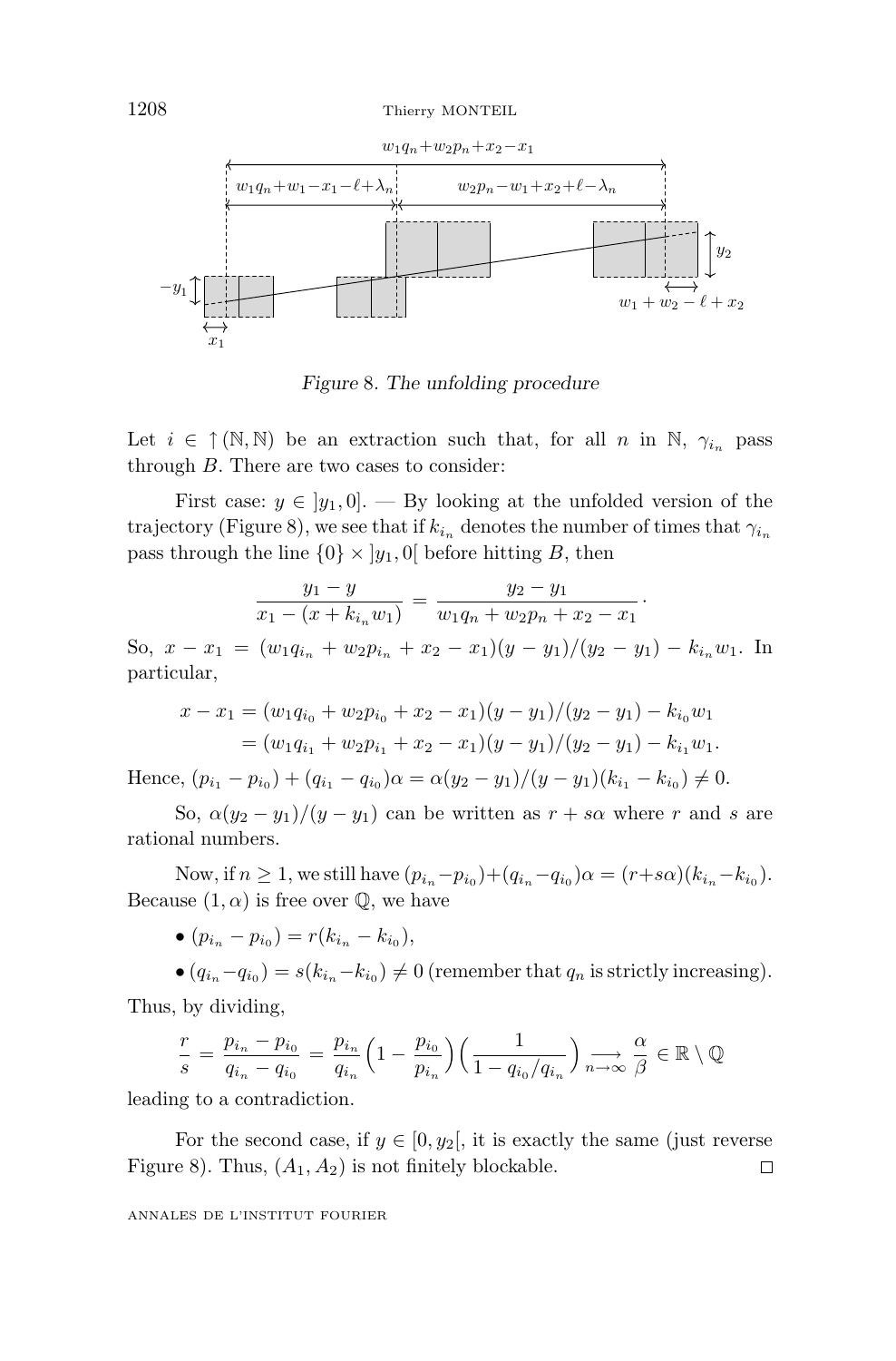*Figure* 8. *The unfolding procedure*

Let $i \in \uparrow(\mathbb{N},\mathbb{N})$ be an extraction such that, for all $n$ in $\mathbb{N}$, $\gamma_{i_n}$ pass through $B$. There are two cases to consider:

First case: $y \in ]y_1, 0]$. — By looking at the unfolded version of the trajectory (Figure 8), we see that if $k_{i_n}$ denotes the number of times that $\gamma_{i_n}$ pass through the line $\{0\} \times ]y_1, 0[$ before hitting $B$, then

$$\frac{y_1 - y}{x_1 - (x + k_{i_n} w_1)} = \frac{y_2 - y_1}{w_1 q_n + w_2 p_n + x_2 - x_1}\cdot$$

So, $x - x_1 = (w_1 q_{i_n} + w_2 p_{i_n} + x_2 - x_1)(y - y_1)/(y_2 - y_1) - k_{i_n} w_1$. In particular,

$$\begin{aligned} x - x_1 &= (w_1 q_{i_0} + w_2 p_{i_0} + x_2 - x_1)(y - y_1)/(y_2 - y_1) - k_{i_0} w_1 \\ &= (w_1 q_{i_1} + w_2 p_{i_1} + x_2 - x_1)(y - y_1)/(y_2 - y_1) - k_{i_1} w_1. \end{aligned}$$

Hence, $(p_{i_1} - p_{i_0}) + (q_{i_1} - q_{i_0})\alpha = \alpha(y_2 - y_1)/(y - y_1)(k_{i_1} - k_{i_0}) \neq 0$.

So, $\alpha(y_2 - y_1)/(y - y_1)$ can be written as $r + s\alpha$ where $r$ and $s$ are rational numbers.

Now, if $n \geq 1$, we still have $(p_{i_n} - p_{i_0}) + (q_{i_n} - q_{i_0})\alpha = (r + s\alpha)(k_{i_n} - k_{i_0})$. Because $(1, \alpha)$ is free over $\mathbb{Q}$, we have

- $(p_{i_n} - p_{i_0}) = r(k_{i_n} - k_{i_0})$,
- $(q_{i_n} - q_{i_0}) = s(k_{i_n} - k_{i_0}) \neq 0$ (remember that $q_n$ is strictly increasing).

Thus, by dividing,

$$\frac{r}{s} = \frac{p_{i_n} - p_{i_0}}{q_{i_n} - q_{i_0}} = \frac{p_{i_n}}{q_{i_n}}\Big(1 - \frac{p_{i_0}}{p_{i_n}}\Big)\Big(\frac{1}{1 - q_{i_0}/q_{i_n}}\Big) \underset{n\to\infty}{\longrightarrow} \frac{\alpha}{\beta} \in \mathbb{R} \setminus \mathbb{Q}$$

leading to a contradiction.

For the second case, if $y \in [0, y_2[$, it is exactly the same (just reverse Figure 8). Thus, $(A_1, A_2)$ is not finitely blockable. □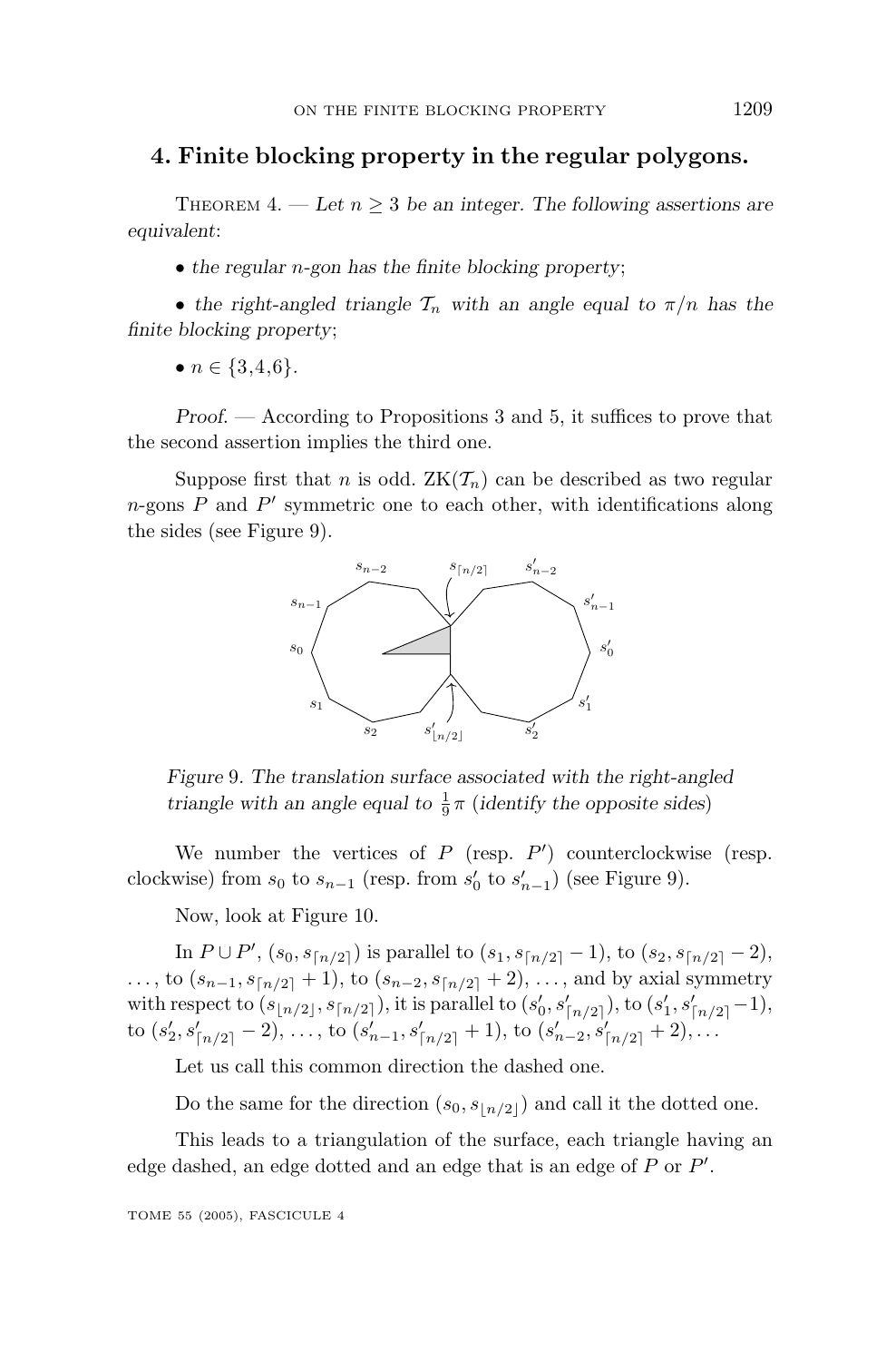## 4. Finite blocking property in the regular polygons.

Theorem 4. — *Let $n \geq 3$ be an integer. The following assertions are equivalent*:

- *the regular $n$-gon has the finite blocking property*;
- *the right-angled triangle $\mathcal{T}_n$ with an angle equal to $\pi/n$ has the finite blocking property*;
- $n \in \{3,4,6\}$.

*Proof.* — According to Propositions 3 and 5, it suffices to prove that the second assertion implies the third one.

Suppose first that $n$ is odd. $\mathrm{ZK}(\mathcal{T}_n)$ can be described as two regular $n$-gons $P$ and $P'$ symmetric one to each other, with identifications along the sides (see Figure 9).

*Figure 9. The translation surface associated with the right-angled triangle with an angle equal to $\frac{1}{9}\pi$ (identify the opposite sides)*

We number the vertices of $P$ (resp. $P'$) counterclockwise (resp. clockwise) from $s_0$ to $s_{n-1}$ (resp. from $s'_0$ to $s'_{n-1}$) (see Figure 9).

Now, look at Figure 10.

In $P \cup P'$, $(s_0, s_{\lceil n/2 \rceil})$ is parallel to $(s_1, s_{\lceil n/2 \rceil} - 1)$, to $(s_2, s_{\lceil n/2 \rceil} - 2)$, $\ldots$, to $(s_{n-1}, s_{\lceil n/2 \rceil} + 1)$, to $(s_{n-2}, s_{\lceil n/2 \rceil} + 2)$, $\ldots$, and by axial symmetry with respect to $(s_{\lfloor n/2 \rfloor}, s_{\lceil n/2 \rceil})$, it is parallel to $(s'_0, s'_{\lceil n/2 \rceil})$, to $(s'_1, s'_{\lceil n/2 \rceil} - 1)$, to $(s'_2, s'_{\lceil n/2 \rceil} - 2)$, $\ldots$, to $(s'_{n-1}, s'_{\lceil n/2 \rceil} + 1)$, to $(s'_{n-2}, s'_{\lceil n/2 \rceil} + 2)$, $\ldots$

Let us call this common direction the dashed one.

Do the same for the direction $(s_0, s_{\lfloor n/2 \rfloor})$ and call it the dotted one.

This leads to a triangulation of the surface, each triangle having an edge dashed, an edge dotted and an edge that is an edge of $P$ or $P'$.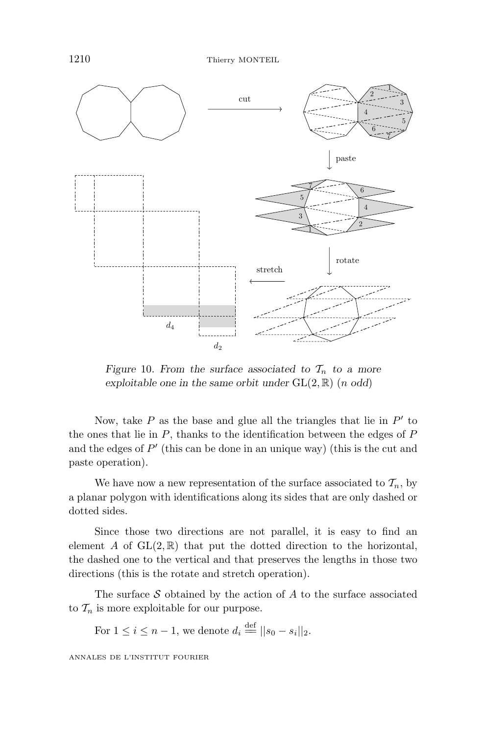*Figure 10. From the surface associated to $\mathcal{T}_n$ to a more exploitable one in the same orbit under* $\mathrm{GL}(2,\mathbb{R})$ *(n odd)*

Now, take $P$ as the base and glue all the triangles that lie in $P'$ to the ones that lie in $P$, thanks to the identification between the edges of $P$ and the edges of $P'$ (this can be done in an unique way) (this is the cut and paste operation).

We have now a new representation of the surface associated to $\mathcal{T}_n$, by a planar polygon with identifications along its sides that are only dashed or dotted sides.

Since those two directions are not parallel, it is easy to find an element $A$ of $\mathrm{GL}(2,\mathbb{R})$ that put the dotted direction to the horizontal, the dashed one to the vertical and that preserves the lengths in those two directions (this is the rotate and stretch operation).

The surface $\mathcal{S}$ obtained by the action of $A$ to the surface associated to $\mathcal{T}_n$ is more exploitable for our purpose.

For $1 \leq i \leq n-1$, we denote $d_i \stackrel{\text{def}}{=} ||s_0 - s_i||_2$.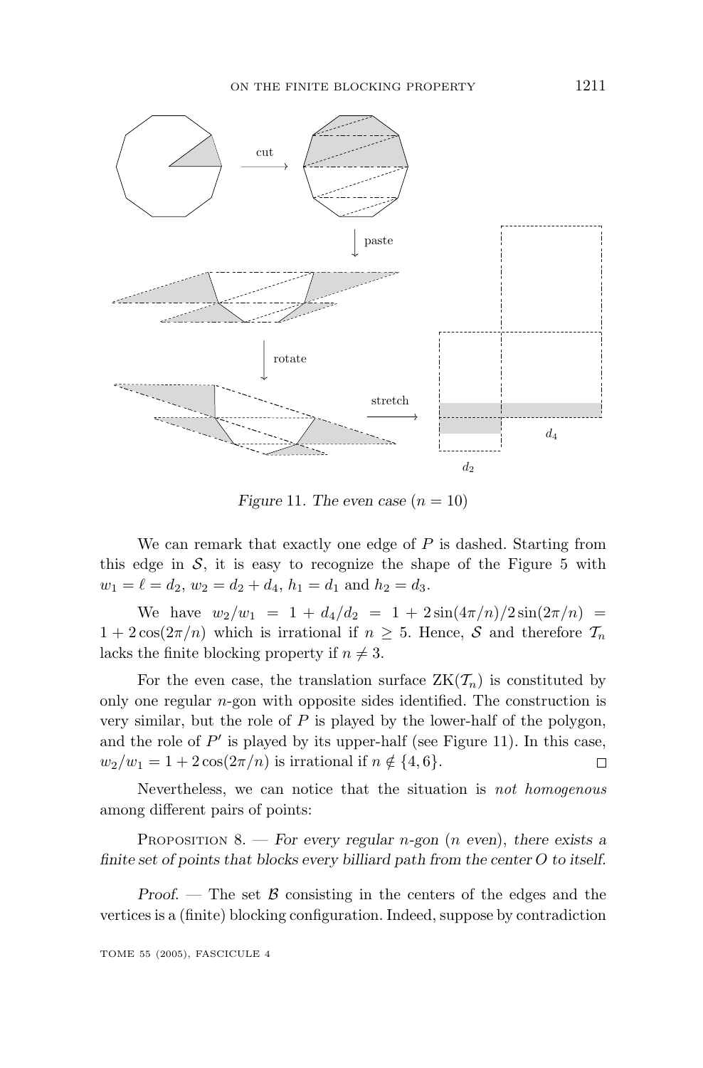*Figure* 11. *The even case* ($n = 10$)

We can remark that exactly one edge of $P$ is dashed. Starting from this edge in $\mathcal{S}$, it is easy to recognize the shape of the Figure 5 with $w_1 = \ell = d_2$, $w_2 = d_2 + d_4$, $h_1 = d_1$ and $h_2 = d_3$.

We have $w_2/w_1 = 1 + d_4/d_2 = 1 + 2\sin(4\pi/n)/2\sin(2\pi/n) = 1 + 2\cos(2\pi/n)$ which is irrational if $n \geq 5$. Hence, $\mathcal{S}$ and therefore $\mathcal{T}_n$ lacks the finite blocking property if $n \neq 3$.

For the even case, the translation surface $\mathrm{ZK}(\mathcal{T}_n)$ is constituted by only one regular $n$-gon with opposite sides identified. The construction is very similar, but the role of $P$ is played by the lower-half of the polygon, and the role of $P'$ is played by its upper-half (see Figure 11). In this case, $w_2/w_1 = 1 + 2\cos(2\pi/n)$ is irrational if $n \notin \{4, 6\}$. □

Nevertheless, we can notice that the situation is *not homogenous* among different pairs of points:

Proposition 8. — *For every regular $n$-gon ($n$ even), there exists a finite set of points that blocks every billiard path from the center $O$ to itself.*

*Proof*. — The set $\mathcal{B}$ consisting in the centers of the edges and the vertices is a (finite) blocking configuration. Indeed, suppose by contradiction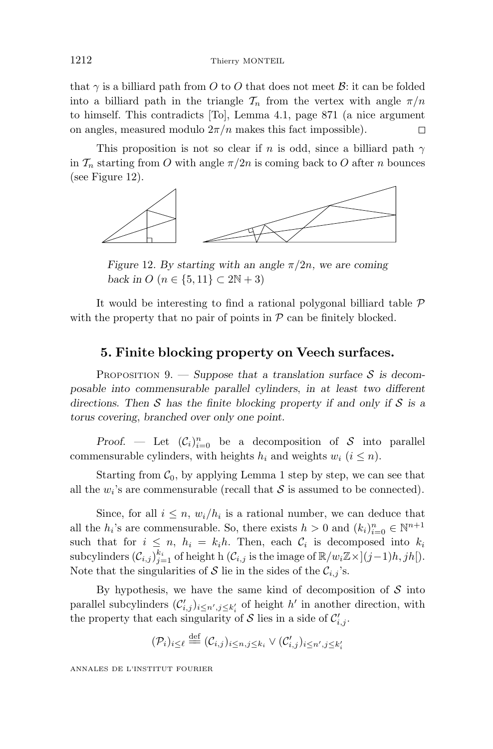that $\gamma$ is a billiard path from $O$ to $O$ that does not meet $\mathcal{B}$: it can be folded into a billiard path in the triangle $\mathcal{T}_n$ from the vertex with angle $\pi/n$ to himself. This contradicts [To], Lemma 4.1, page 871 (a nice argument on angles, measured modulo $2\pi/n$ makes this fact impossible). □

This proposition is not so clear if $n$ is odd, since a billiard path $\gamma$ in $\mathcal{T}_n$ starting from $O$ with angle $\pi/2n$ is coming back to $O$ after $n$ bounces (see Figure 12).

*Figure 12. By starting with an angle $\pi/2n$, we are coming back in $O$ ($n \in \{5, 11\} \subset 2\mathbb{N} + 3$)*

It would be interesting to find a rational polygonal billiard table $\mathcal{P}$ with the property that no pair of points in $\mathcal{P}$ can be finitely blocked.

## 5. Finite blocking property on Veech surfaces.

Proposition 9. — *Suppose that a translation surface $\mathcal{S}$ is decomposable into commensurable parallel cylinders, in at least two different directions. Then $\mathcal{S}$ has the finite blocking property if and only if $\mathcal{S}$ is a torus covering, branched over only one point.*

*Proof.* — Let $(\mathcal{C}_i)_{i=0}^n$ be a decomposition of $\mathcal{S}$ into parallel commensurable cylinders, with heights $h_i$ and weights $w_i$ ($i \leq n$).

Starting from $\mathcal{C}_0$, by applying Lemma 1 step by step, we can see that all the $w_i$'s are commensurable (recall that $\mathcal{S}$ is assumed to be connected).

Since, for all $i \leq n$, $w_i/h_i$ is a rational number, we can deduce that all the $h_i$'s are commensurable. So, there exists $h > 0$ and $(k_i)_{i=0}^n \in \mathbb{N}^{n+1}$ such that for $i \leq n$, $h_i = k_i h$. Then, each $\mathcal{C}_i$ is decomposed into $k_i$ subcylinders $(\mathcal{C}_{i,j})_{j=1}^{k_i}$ of height h ($\mathcal{C}_{i,j}$ is the image of $\mathbb{R}/w_i\mathbb{Z}\times](j-1)h, jh[$). Note that the singularities of $\mathcal{S}$ lie in the sides of the $\mathcal{C}_{i,j}$'s.

By hypothesis, we have the same kind of decomposition of $\mathcal{S}$ into parallel subcylinders $(\mathcal{C}'_{i,j})_{i\leq n', j\leq k'_i}$ of height $h'$ in another direction, with the property that each singularity of $\mathcal{S}$ lies in a side of $\mathcal{C}'_{i,j}$.

$$(\mathcal{P}_i)_{i\leq \ell} \stackrel{\text{def}}{=} (\mathcal{C}_{i,j})_{i\leq n, j\leq k_i} \vee (\mathcal{C}'_{i,j})_{i\leq n', j\leq k'_i}$$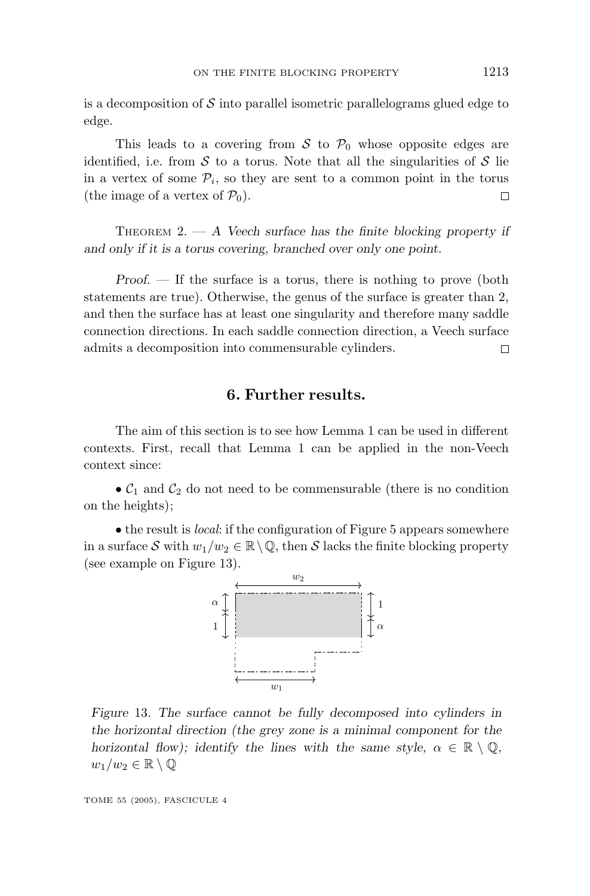is a decomposition of $\mathcal{S}$ into parallel isometric parallelograms glued edge to edge.

This leads to a covering from $\mathcal{S}$ to $\mathcal{P}_0$ whose opposite edges are identified, i.e. from $\mathcal{S}$ to a torus. Note that all the singularities of $\mathcal{S}$ lie in a vertex of some $\mathcal{P}_i$, so they are sent to a common point in the torus (the image of a vertex of $\mathcal{P}_0$). □

THEOREM 2. — *A Veech surface has the finite blocking property if and only if it is a torus covering, branched over only one point.*

*Proof.* — If the surface is a torus, there is nothing to prove (both statements are true). Otherwise, the genus of the surface is greater than 2, and then the surface has at least one singularity and therefore many saddle connection directions. In each saddle connection direction, a Veech surface admits a decomposition into commensurable cylinders. □

## 6. Further results.

The aim of this section is to see how Lemma 1 can be used in different contexts. First, recall that Lemma 1 can be applied in the non-Veech context since:

• $\mathcal{C}_1$ and $\mathcal{C}_2$ do not need to be commensurable (there is no condition on the heights);

• the result is *local*: if the configuration of Figure 5 appears somewhere in a surface $\mathcal{S}$ with $w_1/w_2 \in \mathbb{R} \setminus \mathbb{Q}$, then $\mathcal{S}$ lacks the finite blocking property (see example on Figure 13).

*Figure 13. The surface cannot be fully decomposed into cylinders in the horizontal direction (the grey zone is a minimal component for the horizontal flow); identify the lines with the same style, $\alpha \in \mathbb{R} \setminus \mathbb{Q}$, $w_1/w_2 \in \mathbb{R} \setminus \mathbb{Q}$*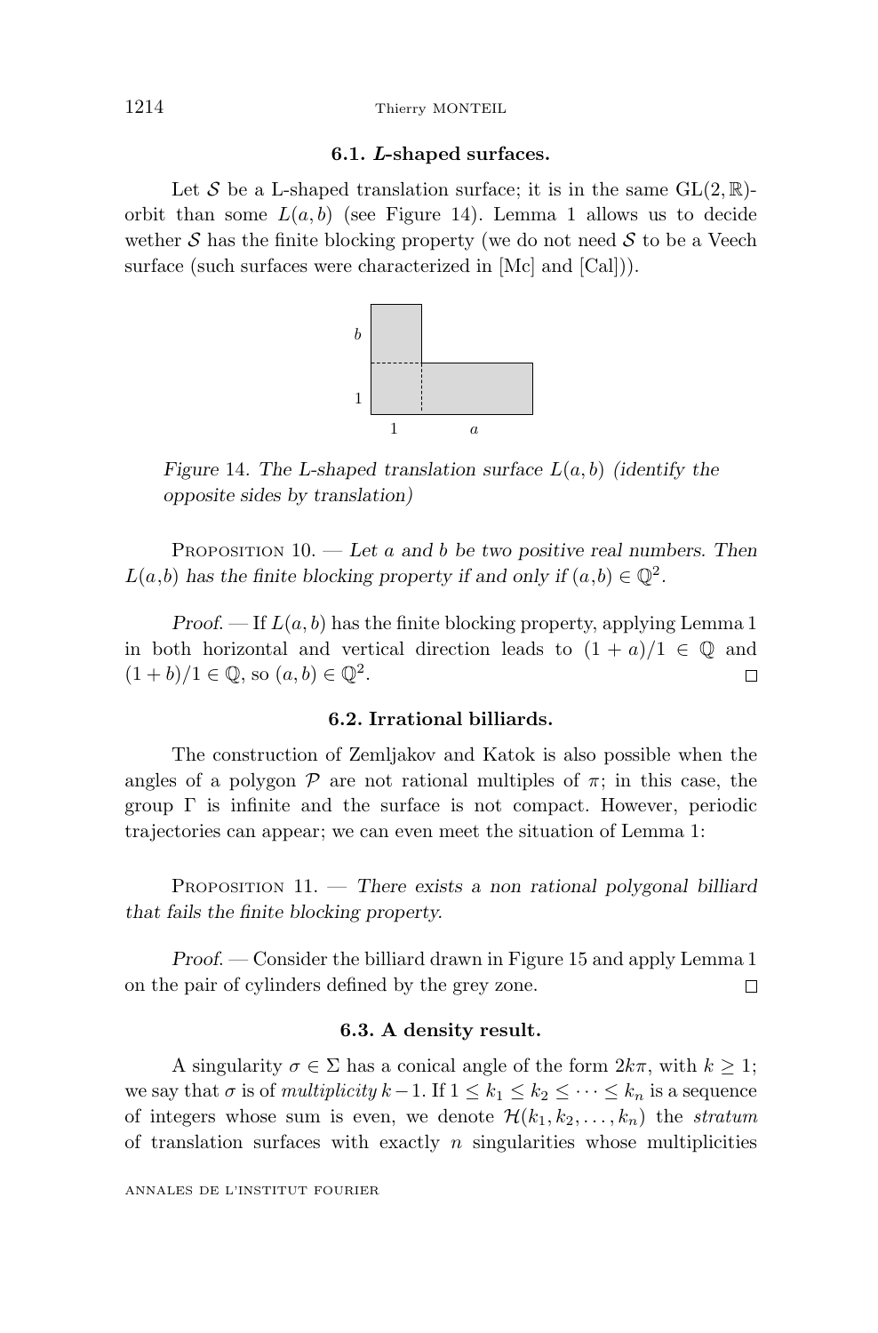### 6.1. *L*-shaped surfaces.

Let $\mathcal{S}$ be a L-shaped translation surface; it is in the same $\mathrm{GL}(2,\mathbb{R})$-orbit than some $L(a,b)$ (see Figure 14). Lemma 1 allows us to decide wether $\mathcal{S}$ has the finite blocking property (we do not need $\mathcal{S}$ to be a Veech surface (such surfaces were characterized in [Mc] and [Cal])).

*Figure 14. The L-shaped translation surface $L(a,b)$ (identify the opposite sides by translation)*

Proposition 10. — *Let $a$ and $b$ be two positive real numbers. Then $L(a,b)$ has the finite blocking property if and only if $(a,b) \in \mathbb{Q}^2$.*

*Proof.* — If $L(a,b)$ has the finite blocking property, applying Lemma 1 in both horizontal and vertical direction leads to $(1+a)/1 \in \mathbb{Q}$ and $(1+b)/1 \in \mathbb{Q}$, so $(a,b) \in \mathbb{Q}^2$. □

### 6.2. Irrational billiards.

The construction of Zemljakov and Katok is also possible when the angles of a polygon $\mathcal{P}$ are not rational multiples of $\pi$; in this case, the group $\Gamma$ is infinite and the surface is not compact. However, periodic trajectories can appear; we can even meet the situation of Lemma 1:

Proposition 11. — *There exists a non rational polygonal billiard that fails the finite blocking property.*

*Proof.* — Consider the billiard drawn in Figure 15 and apply Lemma 1 on the pair of cylinders defined by the grey zone. □

### 6.3. A density result.

A singularity $\sigma \in \Sigma$ has a conical angle of the form $2k\pi$, with $k \geq 1$; we say that $\sigma$ is of *multiplicity* $k-1$. If $1 \leq k_1 \leq k_2 \leq \cdots \leq k_n$ is a sequence of integers whose sum is even, we denote $\mathcal{H}(k_1, k_2, \ldots, k_n)$ the *stratum* of translation surfaces with exactly $n$ singularities whose multiplicities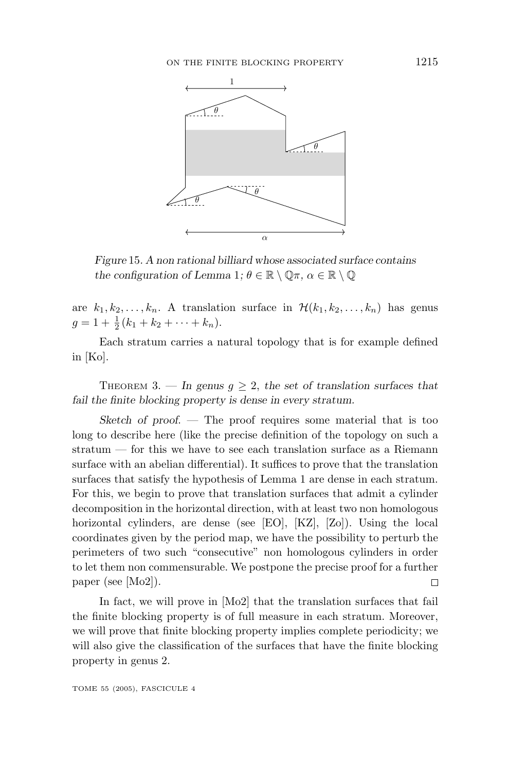*Figure* 15. *A non rational billiard whose associated surface contains the configuration of Lemma* 1*;* $\theta \in \mathbb{R} \setminus \mathbb{Q}\pi$*,* $\alpha \in \mathbb{R} \setminus \mathbb{Q}$

are $k_1, k_2, \ldots, k_n$. A translation surface in $\mathcal{H}(k_1, k_2, \ldots, k_n)$ has genus $g = 1 + \frac{1}{2}(k_1 + k_2 + \cdots + k_n)$.

Each stratum carries a natural topology that is for example defined in [Ko].

Theorem 3. — *In genus* $g \geq 2$*, the set of translation surfaces that fail the finite blocking property is dense in every stratum.*

*Sketch of proof.* — The proof requires some material that is too long to describe here (like the precise definition of the topology on such a stratum — for this we have to see each translation surface as a Riemann surface with an abelian differential). It suffices to prove that the translation surfaces that satisfy the hypothesis of Lemma 1 are dense in each stratum. For this, we begin to prove that translation surfaces that admit a cylinder decomposition in the horizontal direction, with at least two non homologous horizontal cylinders, are dense (see [EO], [KZ], [Zo]). Using the local coordinates given by the period map, we have the possibility to perturb the perimeters of two such "consecutive" non homologous cylinders in order to let them non commensurable. We postpone the precise proof for a further paper (see [Mo2]). □

In fact, we will prove in [Mo2] that the translation surfaces that fail the finite blocking property is of full measure in each stratum. Moreover, we will prove that finite blocking property implies complete periodicity; we will also give the classification of the surfaces that have the finite blocking property in genus 2.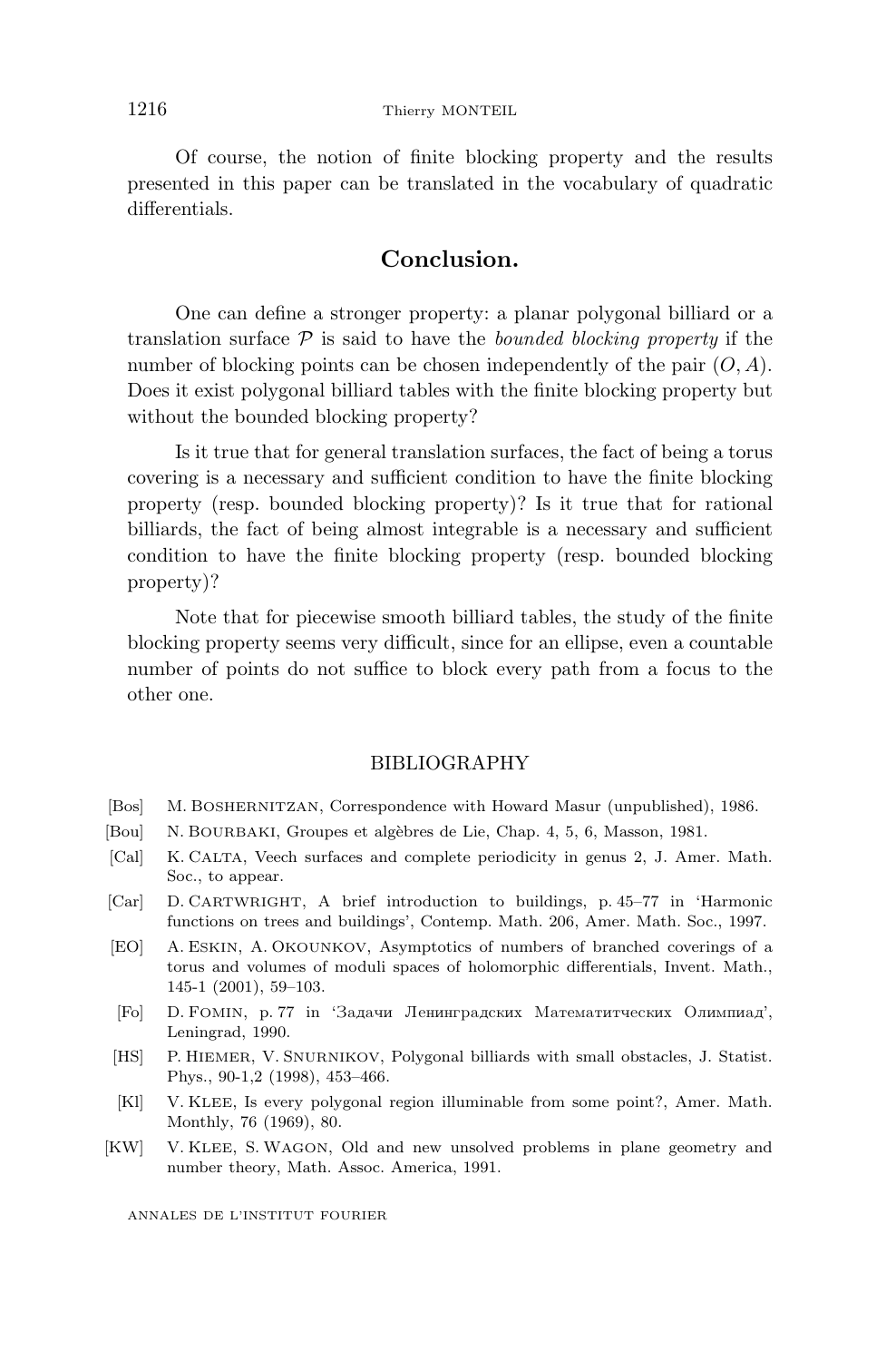Of course, the notion of finite blocking property and the results presented in this paper can be translated in the vocabulary of quadratic differentials.

## Conclusion.

One can define a stronger property: a planar polygonal billiard or a translation surface $\mathcal{P}$ is said to have the *bounded blocking property* if the number of blocking points can be chosen independently of the pair $(O, A)$. Does it exist polygonal billiard tables with the finite blocking property but without the bounded blocking property?

Is it true that for general translation surfaces, the fact of being a torus covering is a necessary and sufficient condition to have the finite blocking property (resp. bounded blocking property)? Is it true that for rational billiards, the fact of being almost integrable is a necessary and sufficient condition to have the finite blocking property (resp. bounded blocking property)?

Note that for piecewise smooth billiard tables, the study of the finite blocking property seems very difficult, since for an ellipse, even a countable number of points do not suffice to block every path from a focus to the other one.

## BIBLIOGRAPHY

[Bos] M. Boshernitzan, Correspondence with Howard Masur (unpublished), 1986.

[Bou] N. Bourbaki, Groupes et algèbres de Lie, Chap. 4, 5, 6, Masson, 1981.

[Cal] K. Calta, Veech surfaces and complete periodicity in genus 2, J. Amer. Math. Soc., to appear.

[Car] D. Cartwright, A brief introduction to buildings, p. 45–77 in 'Harmonic functions on trees and buildings', Contemp. Math. 206, Amer. Math. Soc., 1997.

[EO] A. Eskin, A. Okounkov, Asymptotics of numbers of branched coverings of a torus and volumes of moduli spaces of holomorphic differentials, Invent. Math., 145-1 (2001), 59–103.

[Fo] D. Fomin, p. 77 in 'Задачи Ленинградских Математитческих Олимпиад', Leningrad, 1990.

[HS] P. Hiemer, V. Snurnikov, Polygonal billiards with small obstacles, J. Statist. Phys., 90-1,2 (1998), 453–466.

[Kl] V. Klee, Is every polygonal region illuminable from some point?, Amer. Math. Monthly, 76 (1969), 80.

[KW] V. Klee, S. Wagon, Old and new unsolved problems in plane geometry and number theory, Math. Assoc. America, 1991.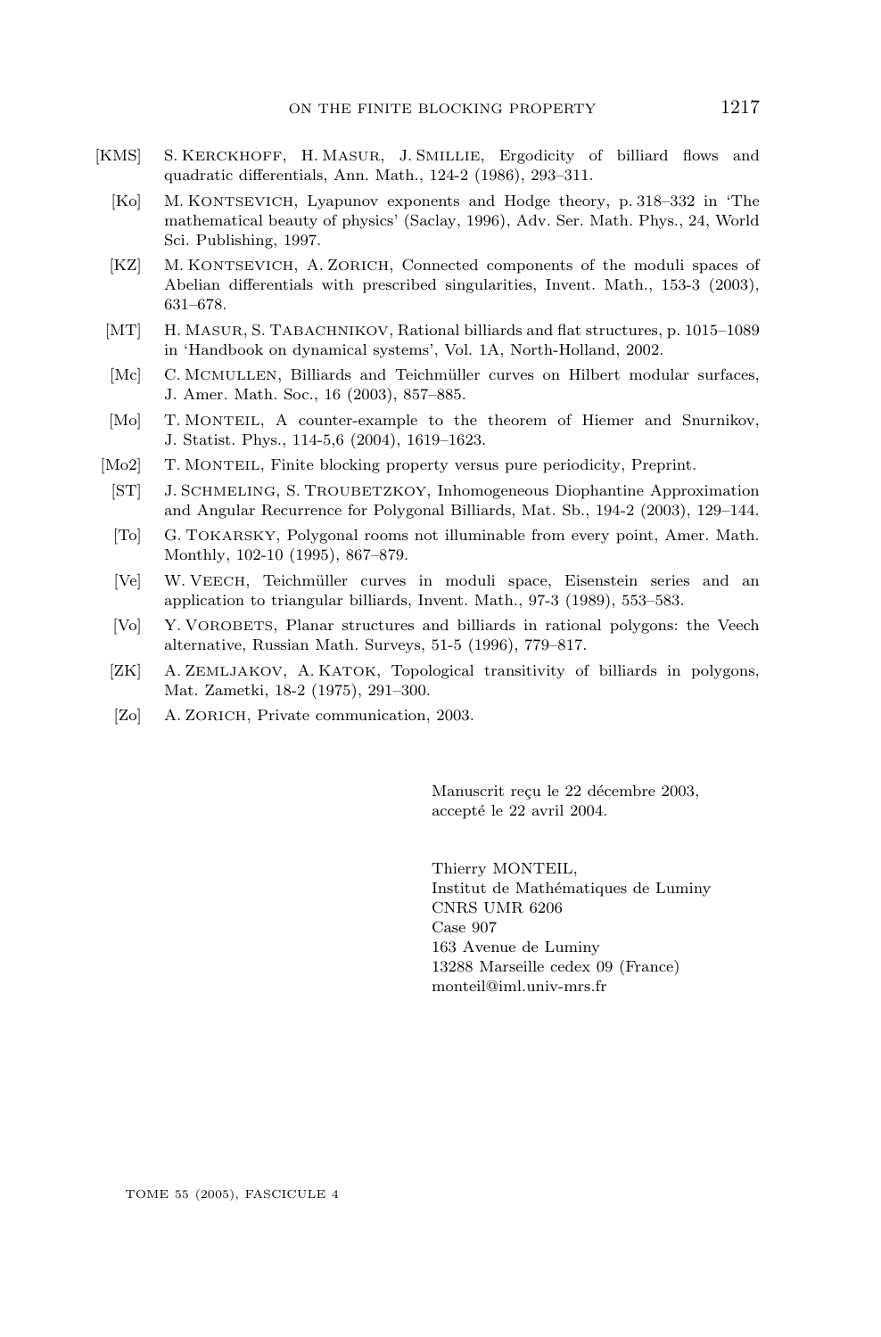[KMS] S. Kerckhoff, H. Masur, J. Smillie, Ergodicity of billiard flows and quadratic differentials, Ann. Math., 124-2 (1986), 293–311.

[Ko] M. Kontsevich, Lyapunov exponents and Hodge theory, p. 318–332 in 'The mathematical beauty of physics' (Saclay, 1996), Adv. Ser. Math. Phys., 24, World Sci. Publishing, 1997.

[KZ] M. Kontsevich, A. Zorich, Connected components of the moduli spaces of Abelian differentials with prescribed singularities, Invent. Math., 153-3 (2003), 631–678.

[MT] H. Masur, S. Tabachnikov, Rational billiards and flat structures, p. 1015–1089 in 'Handbook on dynamical systems', Vol. 1A, North-Holland, 2002.

[Mc] C. McMullen, Billiards and Teichmüller curves on Hilbert modular surfaces, J. Amer. Math. Soc., 16 (2003), 857–885.

[Mo] T. Monteil, A counter-example to the theorem of Hiemer and Snurnikov, J. Statist. Phys., 114-5,6 (2004), 1619–1623.

[Mo2] T. Monteil, Finite blocking property versus pure periodicity, Preprint.

[ST] J. Schmeling, S. Troubetzkoy, Inhomogeneous Diophantine Approximation and Angular Recurrence for Polygonal Billiards, Mat. Sb., 194-2 (2003), 129–144.

[To] G. Tokarsky, Polygonal rooms not illuminable from every point, Amer. Math. Monthly, 102-10 (1995), 867–879.

[Ve] W. Veech, Teichmüller curves in moduli space, Eisenstein series and an application to triangular billiards, Invent. Math., 97-3 (1989), 553–583.

[Vo] Y. Vorobets, Planar structures and billiards in rational polygons: the Veech alternative, Russian Math. Surveys, 51-5 (1996), 779–817.

[ZK] A. Zemljakov, A. Katok, Topological transitivity of billiards in polygons, Mat. Zametki, 18-2 (1975), 291–300.

[Zo] A. Zorich, Private communication, 2003.

Manuscrit reçu le 22 décembre 2003,
accepté le 22 avril 2004.

Thierry MONTEIL,
Institut de Mathématiques de Luminy
CNRS UMR 6206
Case 907
163 Avenue de Luminy
13288 Marseille cedex 09 (France)
monteil@iml.univ-mrs.fr